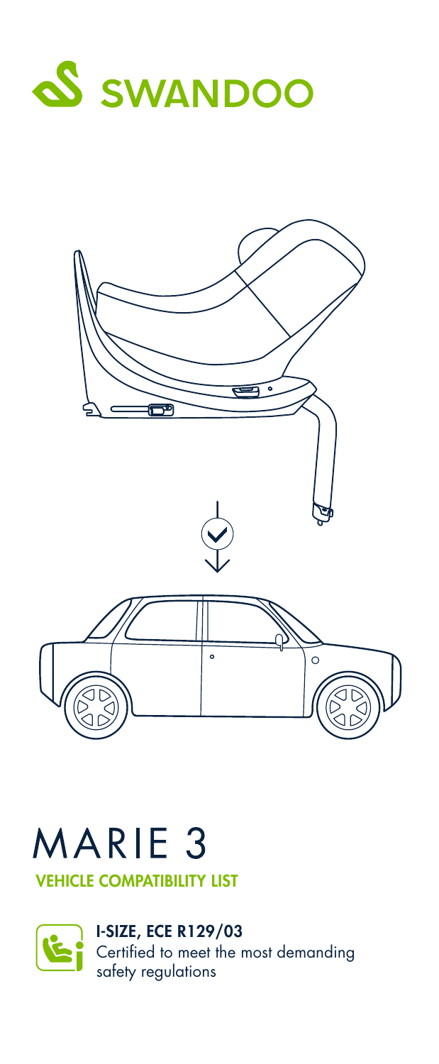SWANDOO

# MARIE 3

## VEHICLE COMPATIBILITY LIST

**I-SIZE, ECE R129/03**
Certified to meet the most demanding safety regulations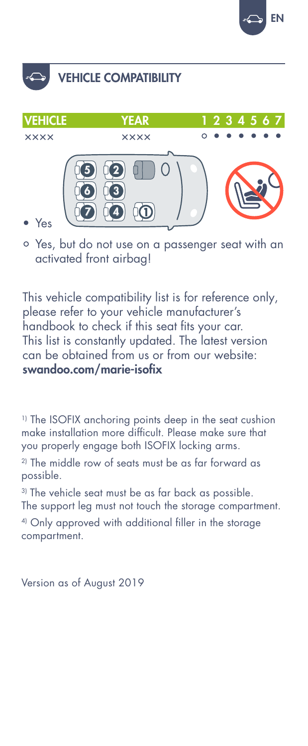## VEHICLE COMPATIBILITY

| VEHICLE | YEAR | 1 | 2 | 3 | 4 | 5 | 6 | 7 |
|---|---|---|---|---|---|---|---|---|
| xxxx | xxxx | ○ | • | • | • | • | • | • |

- • Yes
- ○ Yes, but do not use on a passenger seat with an activated front airbag!

This vehicle compatibility list is for reference only, please refer to your vehicle manufacturer's handbook to check if this seat fits your car. This list is constantly updated. The latest version can be obtained from us or from our website: **swandoo.com/marie-isofix**

[1] The ISOFIX anchoring points deep in the seat cushion make installation more difficult. Please make sure that you properly engage both ISOFIX locking arms.

[2] The middle row of seats must be as far forward as possible.

[3] The vehicle seat must be as far back as possible. The support leg must not touch the storage compartment.

[4] Only approved with additional filler in the storage compartment.

Version as of August 2019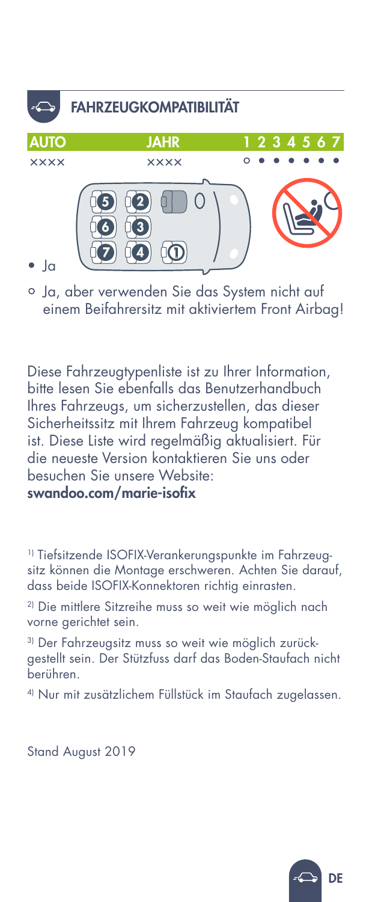## FAHRZEUGKOMPATIBILITÄT

| AUTO | JAHR | 1 | 2 | 3 | 4 | 5 | 6 | 7 |
| --- | --- | --- | --- | --- | --- | --- | --- | --- |
| xxxx | xxxx | ○ | • | • | • | • | • | • |

• Ja

○ Ja, aber verwenden Sie das System nicht auf einem Beifahrersitz mit aktiviertem Front Airbag!

Diese Fahrzeugtypenliste ist zu Ihrer Information, bitte lesen Sie ebenfalls das Benutzerhandbuch Ihres Fahrzeugs, um sicherzustellen, das dieser Sicherheitssitz mit Ihrem Fahrzeug kompatibel ist. Diese Liste wird regelmäßig aktualisiert. Für die neueste Version kontaktieren Sie uns oder besuchen Sie unsere Website:
**swandoo.com/marie-isofix**

[1] Tiefsitzende ISOFIX-Verankerungspunkte im Fahrzeugsitz können die Montage erschweren. Achten Sie darauf, dass beide ISOFIX-Konnektoren richtig einrasten.

[2] Die mittlere Sitzreihe muss so weit wie möglich nach vorne gerichtet sein.

[3] Der Fahrzeugsitz muss so weit wie möglich zurückgestellt sein. Der Stützfuss darf das Boden-Staufach nicht berühren.

[4] Nur mit zusätzlichem Füllstück im Staufach zugelassen.

Stand August 2019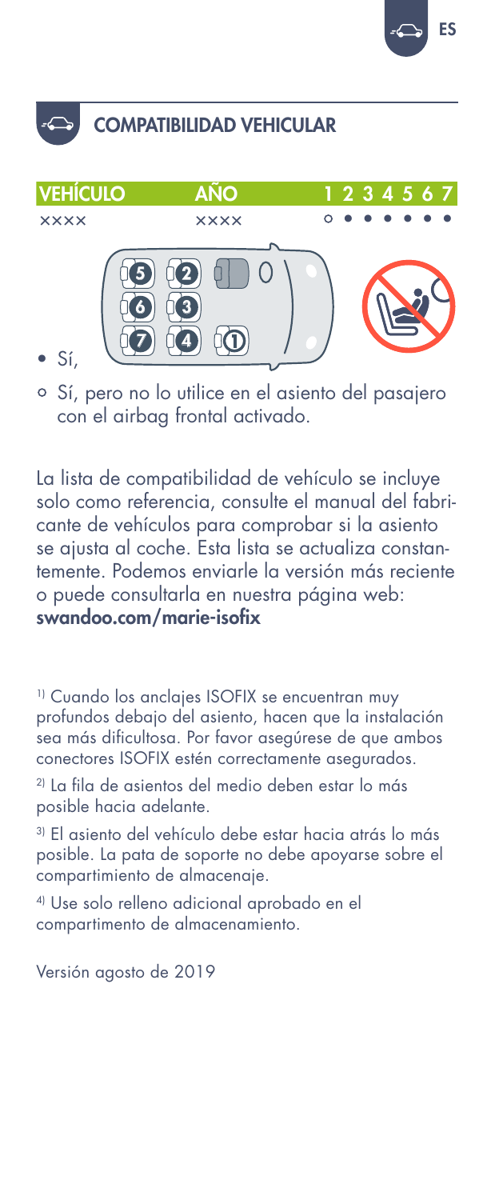## COMPATIBILIDAD VEHICULAR

| VEHÍCULO | AÑO | 1 | 2 | 3 | 4 | 5 | 6 | 7 |
|---|---|---|---|---|---|---|---|---|
| ×××× | ×××× | ○ | ● | ● | ● | ● | ● | ● |

- ● Sí,
- ○ Sí, pero no lo utilice en el asiento del pasajero con el airbag frontal activado.

La lista de compatibilidad de vehículo se incluye solo como referencia, consulte el manual del fabricante de vehículos para comprobar si la asiento se ajusta al coche. Esta lista se actualiza constantemente. Podemos enviarle la versión más reciente o puede consultarla en nuestra página web: **swandoo.com/marie-isofix**

[1] Cuando los anclajes ISOFIX se encuentran muy profundos debajo del asiento, hacen que la instalación sea más dificultosa. Por favor asegúrese de que ambos conectores ISOFIX estén correctamente asegurados.

[2] La fila de asientos del medio deben estar lo más posible hacia adelante.

[3] El asiento del vehículo debe estar hacia atrás lo más posible. La pata de soporte no debe apoyarse sobre el compartimiento de almacenaje.

[4] Use solo relleno adicional aprobado en el compartimento de almacenamiento.

Versión agosto de 2019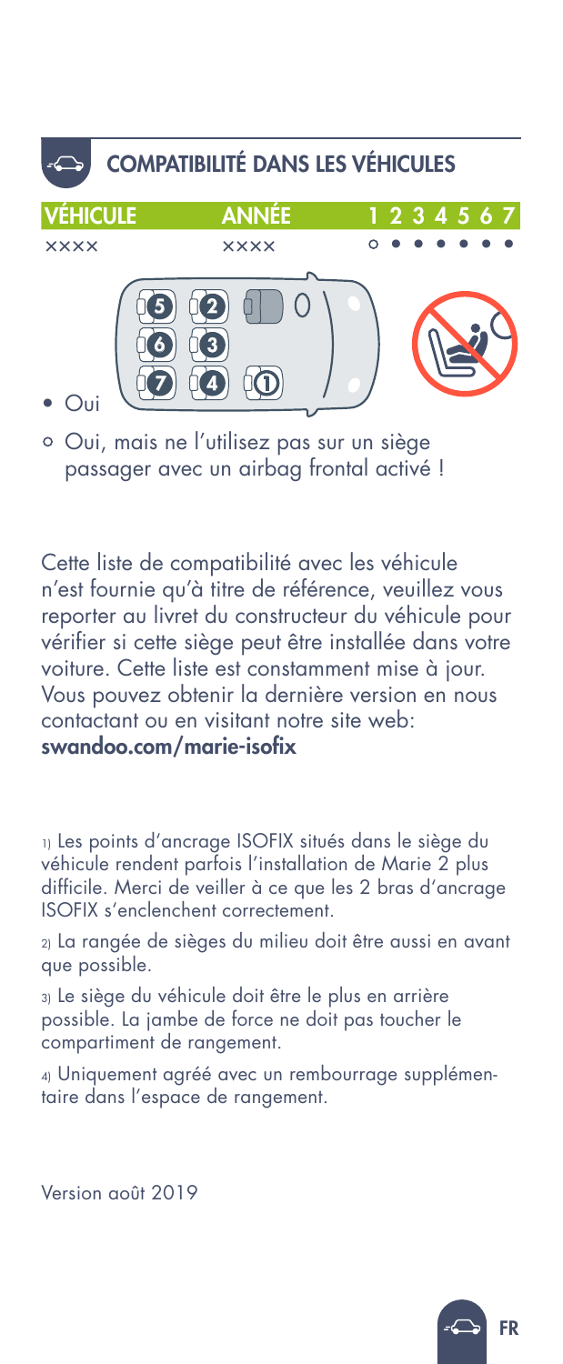## COMPATIBILITÉ DANS LES VÉHICULES

| VÉHICULE | ANNÉE | 1 | 2 | 3 | 4 | 5 | 6 | 7 |
|---|---|---|---|---|---|---|---|---|
| xxxx | xxxx | ○ | • | • | • | • | • | • |

- • Oui
- ○ Oui, mais ne l'utilisez pas sur un siège passager avec un airbag frontal activé !

Cette liste de compatibilité avec les véhicule n'est fournie qu'à titre de référence, veuillez vous reporter au livret du constructeur du véhicule pour vérifier si cette siège peut être installée dans votre voiture. Cette liste est constamment mise à jour. Vous pouvez obtenir la dernière version en nous contactant ou en visitant notre site web: **swandoo.com/marie-isofix**

1) Les points d'ancrage ISOFIX situés dans le siège du véhicule rendent parfois l'installation de Marie 2 plus difficile. Merci de veiller à ce que les 2 bras d'ancrage ISOFIX s'enclenchent correctement.

2) La rangée de sièges du milieu doit être aussi en avant que possible.

3) Le siège du véhicule doit être le plus en arrière possible. La jambe de force ne doit pas toucher le compartiment de rangement.

4) Uniquement agréé avec un rembourrage supplémentaire dans l'espace de rangement.

Version août 2019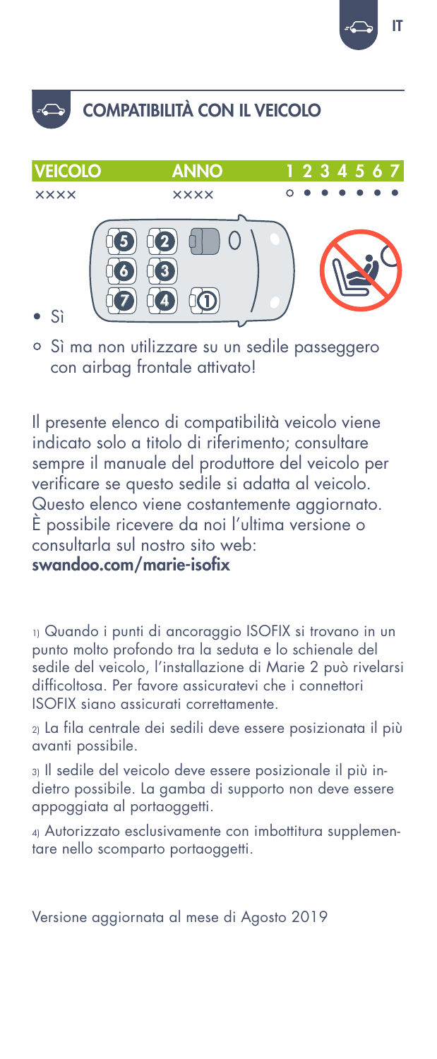## COMPATIBILITÀ CON IL VEICOLO

| VEICOLO | ANNO | 1 | 2 | 3 | 4 | 5 | 6 | 7 |
|---|---|---|---|---|---|---|---|---|
| xxxx | xxxx | ○ | ● | ● | ● | ● | ● | ● |

- ● Sì
- ○ Sì ma non utilizzare su un sedile passeggero con airbag frontale attivato!

Il presente elenco di compatibilità veicolo viene indicato solo a titolo di riferimento; consultare sempre il manuale del produttore del veicolo per verificare se questo sedile si adatta al veicolo. Questo elenco viene costantemente aggiornato. È possibile ricevere da noi l'ultima versione o consultarla sul nostro sito web:
**swandoo.com/marie-isofix**

1) Quando i punti di ancoraggio ISOFIX si trovano in un punto molto profondo tra la seduta e lo schienale del sedile del veicolo, l'installazione di Marie 2 può rivelarsi difficoltosa. Per favore assicuratevi che i connettori ISOFIX siano assicurati correttamente.

2) La fila centrale dei sedili deve essere posizionata il più avanti possibile.

3) Il sedile del veicolo deve essere posizionale il più indietro possibile. La gamba di supporto non deve essere appoggiata al portaoggetti.

4) Autorizzato esclusivamente con imbottitura supplementare nello scomparto portaoggetti.

Versione aggiornata al mese di Agosto 2019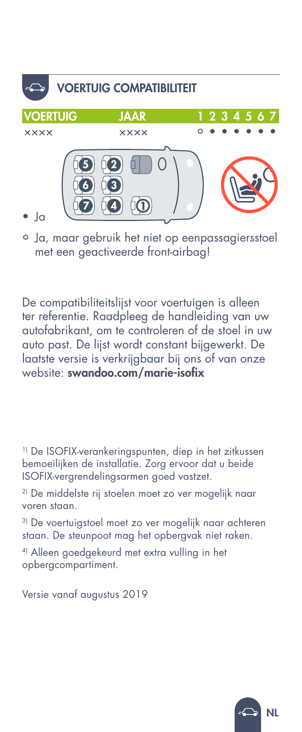## VOERTUIG COMPATIBILITEIT

| VOERTUIG | JAAR | 1 | 2 | 3 | 4 | 5 | 6 | 7 |
|---|---|---|---|---|---|---|---|---|
| xxxx | xxxx | ○ | ● | ● | ● | ● | ● | ● |

- ● Ja
- ○ Ja, maar gebruik het niet op eenpassagiersstoel met een geactiveerde front-airbag!

De compatibiliteitslijst voor voertuigen is alleen ter referentie. Raadpleeg de handleiding van uw autofabrikant, om te controleren of de stoel in uw auto past. De lijst wordt constant bijgewerkt. De laatste versie is verkrijgbaar bij ons of van onze website: **swandoo.com/marie-isofix**

[1] De ISOFIX-verankeringspunten, diep in het zitkussen bemoeilijken de installatie. Zorg ervoor dat u beide ISOFIX-vergrendelingsarmen goed vastzet.

[2] De middelste rij stoelen moet zo ver mogelijk naar voren staan.

[3] De voertuigstoel moet zo ver mogelijk naar achteren staan. De steunpoot mag het opbergvak niet raken.

[4] Alleen goedgekeurd met extra vulling in het opbergcompartiment.

Versie vanaf augustus 2019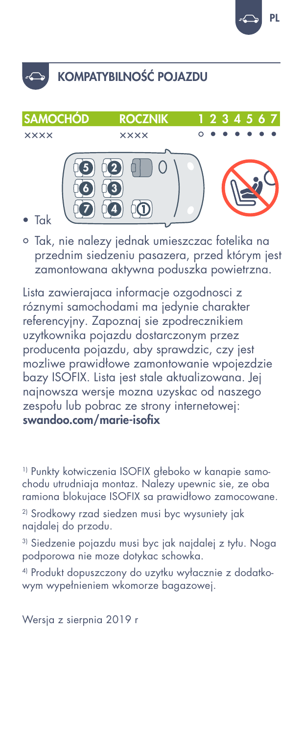## KOMPATYBILNOŚĆ POJAZDU

| SAMOCHÓD | ROCZNIK | 1 | 2 | 3 | 4 | 5 | 6 | 7 |
|---|---|---|---|---|---|---|---|---|
| xxxx | xxxx | ○ | • | • | • | • | • | • |

- • Tak
- ○ Tak, nie nalezy jednak umieszczac fotelika na przednim siedzeniu pasazera, przed którym jest zamontowana aktywna poduszka powietrzna.

Lista zawierajaca informacje ozgodnosci z róznymi samochodami ma jedynie charakter referencyjny. Zapoznaj sie zpodrecznikiem uzytkownika pojazdu dostarczonym przez producenta pojazdu, aby sprawdzic, czy jest mozliwe prawidłowe zamontowanie wpojezdzie bazy ISOFIX. Lista jest stale aktualizowana. Jej najnowsza wersje mozna uzyskac od naszego zespołu lub pobrac ze strony internetowej: **swandoo.com/marie-isofix**

[1] Punkty kotwiczenia ISOFIX głeboko w kanapie samochodu utrudniaja montaz. Nalezy upewnic sie, ze oba ramiona blokujace ISOFIX sa prawidłowo zamocowane.

[2] Srodkowy rzad siedzen musi byc wysuniety jak najdalej do przodu.

[3] Siedzenie pojazdu musi byc jak najdalej z tyłu. Noga podporowa nie moze dotykac schowka.

[4] Produkt dopuszczony do uzytku wyłacznie z dodatkowym wypełnieniem wkomorze bagazowej.

Wersja z sierpnia 2019 r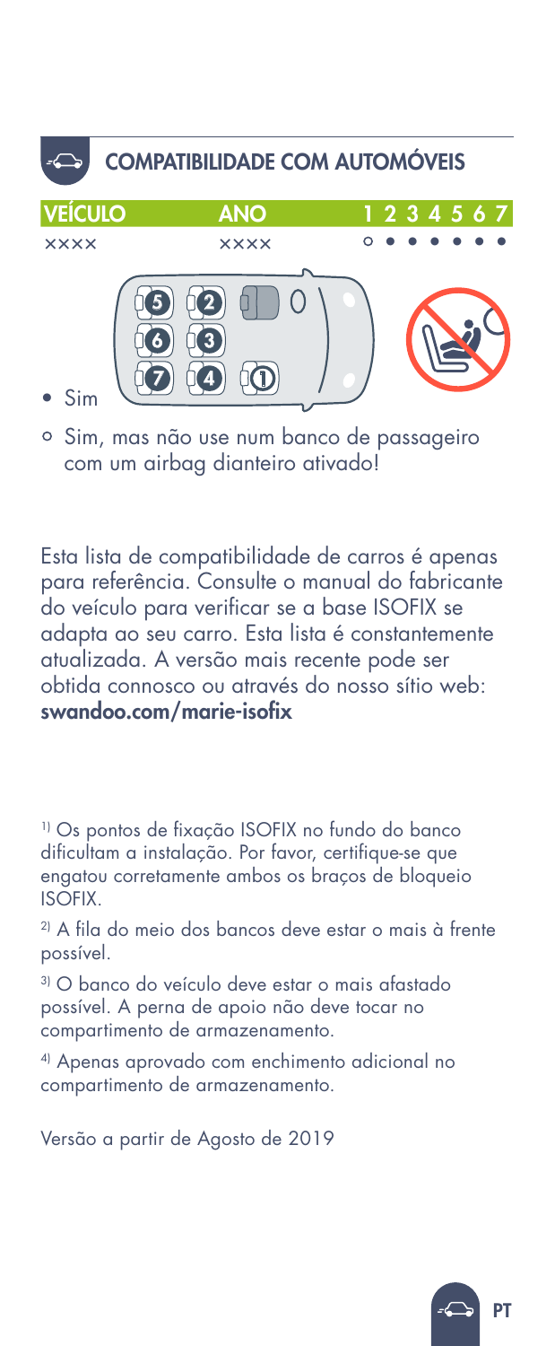## COMPATIBILIDADE COM AUTOMÓVEIS

| VEÍCULO | ANO | 1 | 2 | 3 | 4 | 5 | 6 | 7 |
|---|---|---|---|---|---|---|---|---|
| xxxx | xxxx | ○ | • | • | • | • | • | • |

- • Sim
- ○ Sim, mas não use num banco de passageiro com um airbag dianteiro ativado!

Esta lista de compatibilidade de carros é apenas para referência. Consulte o manual do fabricante do veículo para verificar se a base ISOFIX se adapta ao seu carro. Esta lista é constantemente atualizada. A versão mais recente pode ser obtida connosco ou através do nosso sítio web: **swandoo.com/marie-isofix**

[1] Os pontos de fixação ISOFIX no fundo do banco dificultam a instalação. Por favor, certifique-se que engatou corretamente ambos os braços de bloqueio ISOFIX.

[2] A fila do meio dos bancos deve estar o mais à frente possível.

[3] O banco do veículo deve estar o mais afastado possível. A perna de apoio não deve tocar no compartimento de armazenamento.

[4] Apenas aprovado com enchimento adicional no compartimento de armazenamento.

Versão a partir de Agosto de 2019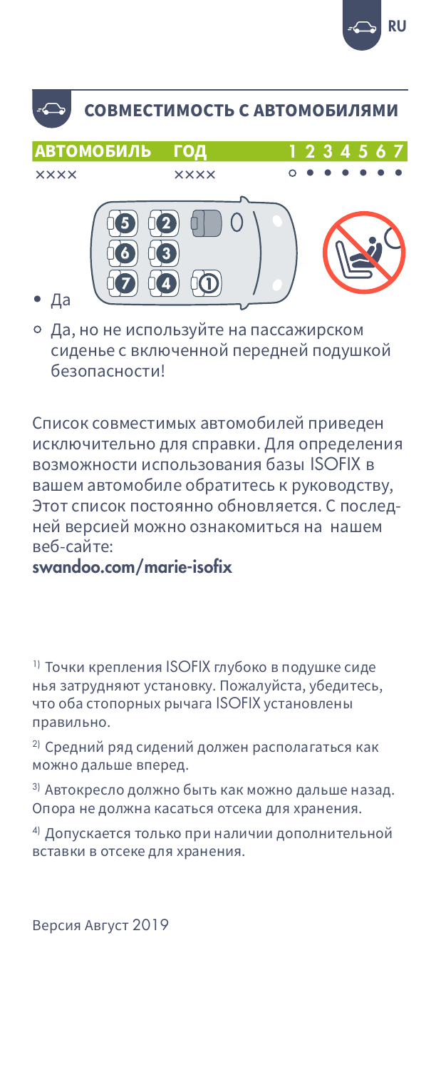## СОВМЕСТИМОСТЬ С АВТОМОБИЛЯМИ

| АВТОМОБИЛЬ | ГОД | 1 | 2 | 3 | 4 | 5 | 6 | 7 |
|---|---|---|---|---|---|---|---|---|
| ×××× | ×××× | ○ | • | • | • | • | • | • |

• Да

○ Да, но не используйте на пассажирском сиденье с включенной передней подушкой безопасности!

Список совместимых автомобилей приведен исключительно для справки. Для определения возможности использования базы ISOFIX в вашем автомобиле обратитесь к руководству, Этот список постоянно обновляется. С последней версией можно ознакомиться на нашем веб-сайте:

**swandoo.com/marie-isofix**

[1] Точки крепления ISOFIX глубоко в подушке сиденья затрудняют установку. Пожалуйста, убедитесь, что оба стопорных рычага ISOFIX установлены правильно.

[2] Средний ряд сидений должен располагаться как можно дальше вперед.

[3] Автокресло должно быть как можно дальше назад. Опора не должна касаться отсека для хранения.

[4] Допускается только при наличии дополнительной вставки в отсеке для хранения.

Версия Август 2019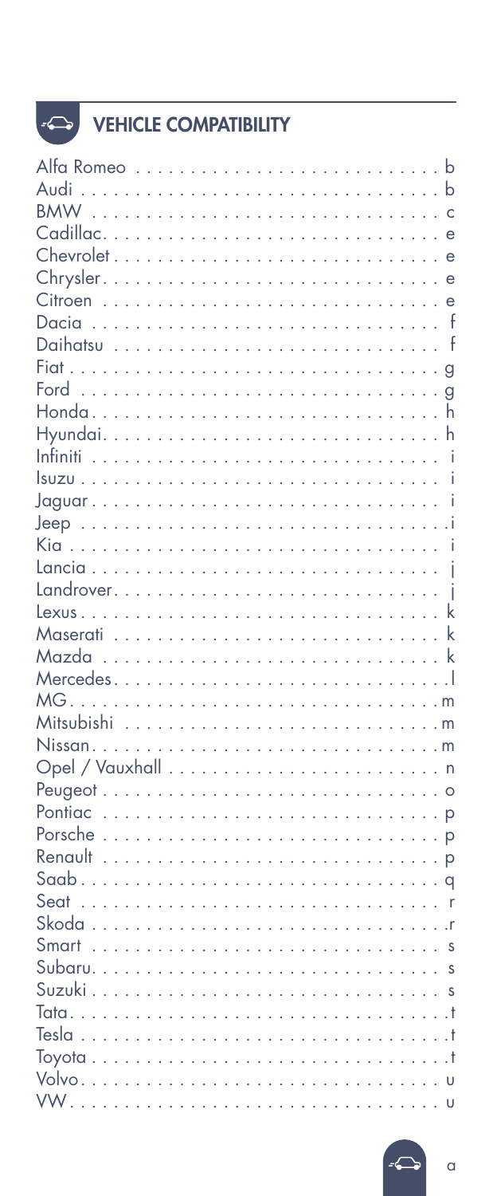## VEHICLE COMPATIBILITY

| Brand | Page |
|---|---|
| Alfa Romeo | b |
| Audi | b |
| BMW | c |
| Cadillac | e |
| Chevrolet | e |
| Chrysler | e |
| Citroen | e |
| Dacia | f |
| Daihatsu | f |
| Fiat | g |
| Ford | g |
| Honda | h |
| Hyundai | h |
| Infiniti | i |
| Isuzu | i |
| Jaguar | i |
| Jeep | i |
| Kia | i |
| Lancia | j |
| Landrover | j |
| Lexus | k |
| Maserati | k |
| Mazda | k |
| Mercedes | l |
| MG | m |
| Mitsubishi | m |
| Nissan | m |
| Opel / Vauxhall | n |
| Peugeot | o |
| Pontiac | p |
| Porsche | p |
| Renault | p |
| Saab | q |
| Seat | r |
| Skoda | r |
| Smart | s |
| Subaru | s |
| Suzuki | s |
| Tata | t |
| Tesla | t |
| Toyota | t |
| Volvo | u |
| VW | u |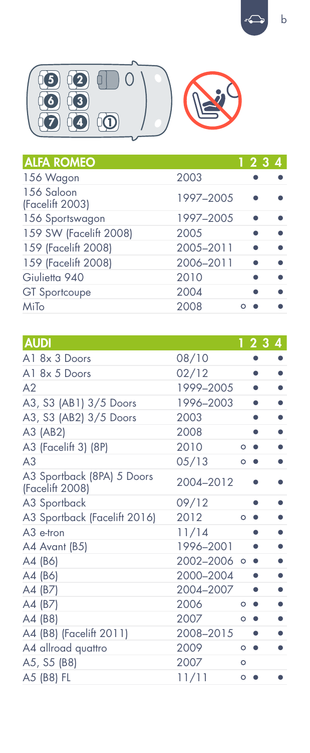| ALFA ROMEO | | 1 | 2 | 3 | 4 |
|---|---|---|---|---|---|
| 156 Wagon | 2003 | | ● | | ● |
| 156 Saloon (Facelift 2003) | 1997–2005 | | ● | | ● |
| 156 Sportswagon | 1997–2005 | | ● | | ● |
| 159 SW (Facelift 2008) | 2005 | | ● | | ● |
| 159 (Facelift 2008) | 2005–2011 | | ● | | ● |
| 159 (Facelift 2008) | 2006–2011 | | ● | | ● |
| Giulietta 940 | 2010 | | ● | | ● |
| GT Sportcoupe | 2004 | | ● | | ● |
| MiTo | 2008 | ○ | ● | | ● |

| AUDI | | 1 | 2 | 3 | 4 |
|---|---|---|---|---|---|
| A1 8x 3 Doors | 08/10 | | ● | | ● |
| A1 8x 5 Doors | 02/12 | | ● | | ● |
| A2 | 1999–2005 | | ● | | ● |
| A3, S3 (AB1) 3/5 Doors | 1996–2003 | | ● | | ● |
| A3, S3 (AB2) 3/5 Doors | 2003 | | ● | | ● |
| A3 (AB2) | 2008 | | ● | | ● |
| A3 (Facelift 3) (8P) | 2010 | ○ | ● | | ● |
| A3 | 05/13 | ○ | ● | | ● |
| A3 Sportback (8PA) 5 Doors (Facelift 2008) | 2004–2012 | | ● | | ● |
| A3 Sportback | 09/12 | | ● | | ● |
| A3 Sportback (Facelift 2016) | 2012 | ○ | ● | | ● |
| A3 e-tron | 11/14 | | ● | | ● |
| A4 Avant (B5) | 1996–2001 | | ● | | ● |
| A4 (B6) | 2002–2006 | ○ | ● | | ● |
| A4 (B6) | 2000–2004 | | ● | | ● |
| A4 (B7) | 2004–2007 | | ● | | ● |
| A4 (B7) | 2006 | ○ | ● | | ● |
| A4 (B8) | 2007 | ○ | ● | | ● |
| A4 (B8) (Facelift 2011) | 2008–2015 | | ● | | ● |
| A4 allroad quattro | 2009 | ○ | ● | | ● |
| A5, S5 (B8) | 2007 | ○ | | | |
| A5 (B8) FL | 11/11 | ○ | ● | | ● |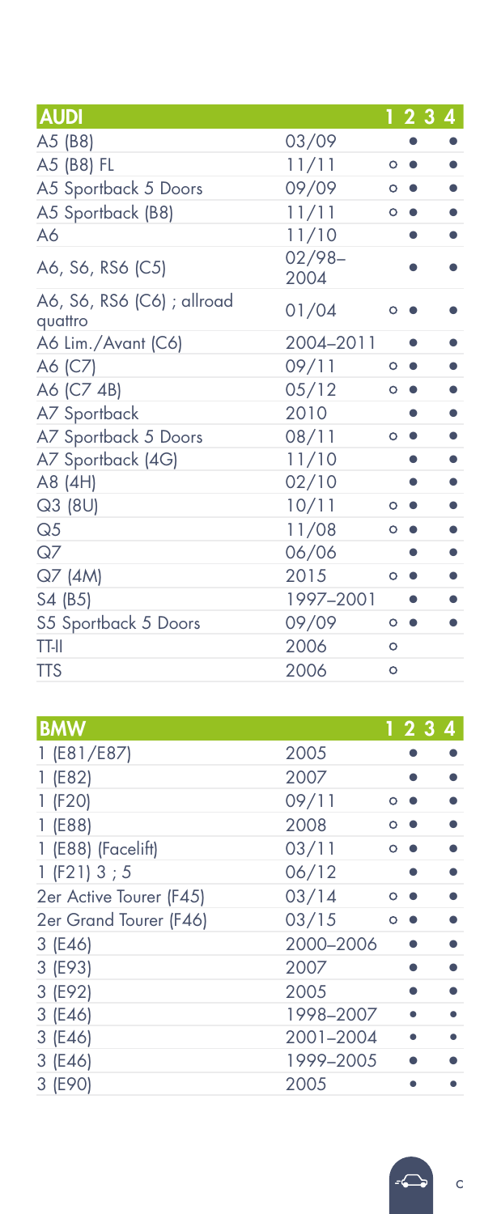| AUDI | | 1 | 2 | 3 | 4 |
|---|---|---|---|---|---|
| A5 (B8) | 03/09 | | ● | | ● |
| A5 (B8) FL | 11/11 | ○ | ● | | ● |
| A5 Sportback 5 Doors | 09/09 | ○ | ● | | ● |
| A5 Sportback (B8) | 11/11 | ○ | ● | | ● |
| A6 | 11/10 | | ● | | ● |
| A6, S6, RS6 (C5) | 02/98–2004 | | ● | | ● |
| A6, S6, RS6 (C6) ; allroad quattro | 01/04 | ○ | ● | | ● |
| A6 Lim./Avant (C6) | 2004–2011 | | ● | | ● |
| A6 (C7) | 09/11 | ○ | ● | | ● |
| A6 (C7 4B) | 05/12 | ○ | ● | | ● |
| A7 Sportback | 2010 | | ● | | ● |
| A7 Sportback 5 Doors | 08/11 | ○ | ● | | ● |
| A7 Sportback (4G) | 11/10 | | ● | | ● |
| A8 (4H) | 02/10 | | ● | | ● |
| Q3 (8U) | 10/11 | ○ | ● | | ● |
| Q5 | 11/08 | ○ | ● | | ● |
| Q7 | 06/06 | | ● | | ● |
| Q7 (4M) | 2015 | ○ | ● | | ● |
| S4 (B5) | 1997–2001 | | ● | | ● |
| S5 Sportback 5 Doors | 09/09 | ○ | ● | | ● |
| TT-II | 2006 | ○ | | | |
| TTS | 2006 | ○ | | | |

| BMW | | 1 | 2 | 3 | 4 |
|---|---|---|---|---|---|
| 1 (E81/E87) | 2005 | | ● | | ● |
| 1 (E82) | 2007 | | ● | | ● |
| 1 (F20) | 09/11 | ○ | ● | | ● |
| 1 (E88) | 2008 | ○ | ● | | ● |
| 1 (E88) (Facelift) | 03/11 | ○ | ● | | ● |
| 1 (F21) 3 ; 5 | 06/12 | | ● | | ● |
| 2er Active Tourer (F45) | 03/14 | ○ | ● | | ● |
| 2er Grand Tourer (F46) | 03/15 | ○ | ● | | ● |
| 3 (E46) | 2000–2006 | | ● | | ● |
| 3 (E93) | 2007 | | ● | | ● |
| 3 (E92) | 2005 | | ● | | ● |
| 3 (E46) | 1998–2007 | | ● | | ● |
| 3 (E46) | 2001–2004 | | ● | | ● |
| 3 (E46) | 1999–2005 | | ● | | ● |
| 3 (E90) | 2005 | | ● | | ● |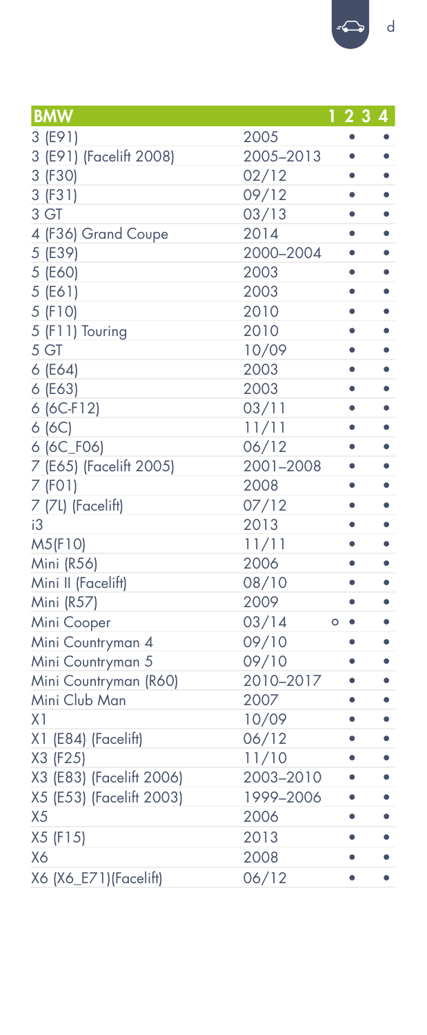| BMW | | 1 | 2 | 3 | 4 |
|---|---|---|---|---|---|
| 3 (E91) | 2005 | | • | | • |
| 3 (E91) (Facelift 2008) | 2005–2013 | | • | | • |
| 3 (F30) | 02/12 | | • | | • |
| 3 (F31) | 09/12 | | • | | • |
| 3 GT | 03/13 | | • | | • |
| 4 (F36) Grand Coupe | 2014 | | • | | • |
| 5 (E39) | 2000–2004 | | • | | • |
| 5 (E60) | 2003 | | • | | • |
| 5 (E61) | 2003 | | • | | • |
| 5 (F10) | 2010 | | • | | • |
| 5 (F11) Touring | 2010 | | • | | • |
| 5 GT | 10/09 | | • | | • |
| 6 (E64) | 2003 | | • | | • |
| 6 (E63) | 2003 | | • | | • |
| 6 (6C-F12) | 03/11 | | • | | • |
| 6 (6C) | 11/11 | | • | | • |
| 6 (6C_F06) | 06/12 | | • | | • |
| 7 (E65) (Facelift 2005) | 2001–2008 | | • | | • |
| 7 (F01) | 2008 | | • | | • |
| 7 (7L) (Facelift) | 07/12 | | • | | • |
| i3 | 2013 | | • | | • |
| M5(F10) | 11/11 | | • | | • |
| Mini (R56) | 2006 | | • | | • |
| Mini II (Facelift) | 08/10 | | • | | • |
| Mini (R57) | 2009 | | • | | • |
| Mini Cooper | 03/14 | ○ | • | | • |
| Mini Countryman 4 | 09/10 | | • | | • |
| Mini Countryman 5 | 09/10 | | • | | • |
| Mini Countryman (R60) | 2010–2017 | | • | | • |
| Mini Club Man | 2007 | | • | | • |
| X1 | 10/09 | | • | | • |
| X1 (E84) (Facelift) | 06/12 | | • | | • |
| X3 (F25) | 11/10 | | • | | • |
| X3 (E83) (Facelift 2006) | 2003–2010 | | • | | • |
| X5 (E53) (Facelift 2003) | 1999–2006 | | • | | • |
| X5 | 2006 | | • | | • |
| X5 (F15) | 2013 | | • | | • |
| X6 | 2008 | | • | | • |
| X6 (X6_E71)(Facelift) | 06/12 | | • | | • |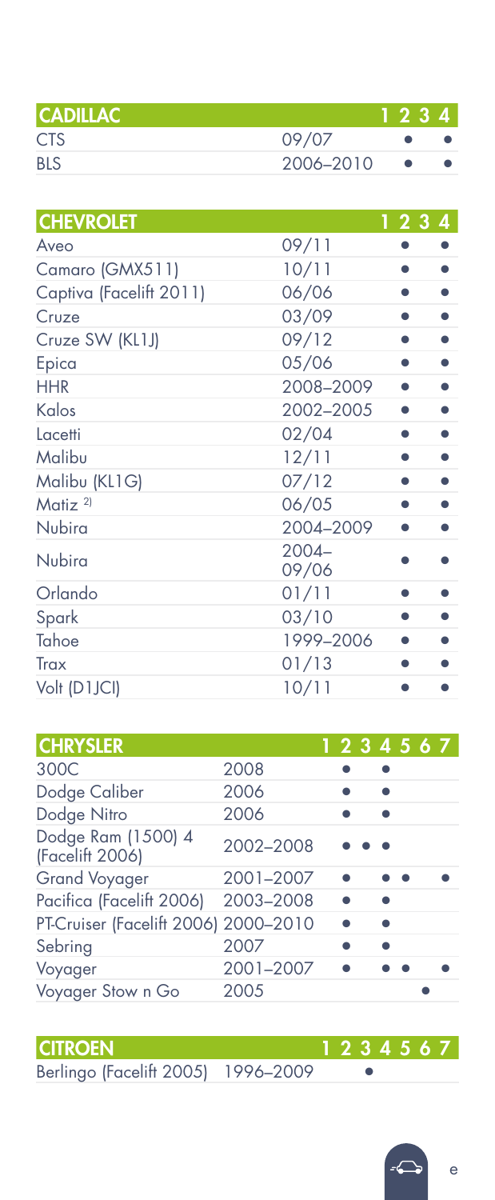| CADILLAC | | 1 | 2 | 3 | 4 |
|---|---|---|---|---|---|
| CTS | 09/07 | | ● | | ● |
| BLS | 2006–2010 | | ● | | ● |

| CHEVROLET | | 1 | 2 | 3 | 4 |
|---|---|---|---|---|---|
| Aveo | 09/11 | | ● | | ● |
| Camaro (GMX511) | 10/11 | | ● | | ● |
| Captiva (Facelift 2011) | 06/06 | | ● | | ● |
| Cruze | 03/09 | | ● | | ● |
| Cruze SW (KL1J) | 09/12 | | ● | | ● |
| Epica | 05/06 | | ● | | ● |
| HHR | 2008–2009 | | ● | | ● |
| Kalos | 2002–2005 | | ● | | ● |
| Lacetti | 02/04 | | ● | | ● |
| Malibu | 12/11 | | ● | | ● |
| Malibu (KL1G) | 07/12 | | ● | | ● |
| Matiz [2] | 06/05 | | ● | | ● |
| Nubira | 2004–2009 | | ● | | ● |
| Nubira | 2004–09/06 | | ● | | ● |
| Orlando | 01/11 | | ● | | ● |
| Spark | 03/10 | | ● | | ● |
| Tahoe | 1999–2006 | | ● | | ● |
| Trax | 01/13 | | ● | | ● |
| Volt (D1JCI) | 10/11 | | ● | | ● |

| CHRYSLER | | 1 | 2 | 3 | 4 | 5 | 6 | 7 |
|---|---|---|---|---|---|---|---|---|
| 300C | 2008 | | ● | | ● | | | |
| Dodge Caliber | 2006 | | ● | | ● | | | |
| Dodge Nitro | 2006 | | ● | | ● | | | |
| Dodge Ram (1500) 4 (Facelift 2006) | 2002–2008 | | ● | ● | ● | | | |
| Grand Voyager | 2001–2007 | | ● | | ● | ● | | ● |
| Pacifica (Facelift 2006) | 2003–2008 | | ● | | ● | | | |
| PT-Cruiser (Facelift 2006) | 2000–2010 | | ● | | ● | | | |
| Sebring | 2007 | | ● | | ● | | | |
| Voyager | 2001–2007 | | ● | | ● | ● | | ● |
| Voyager Stow n Go | 2005 | | | | | | ● | |

| CITROEN | | 1 | 2 | 3 | 4 | 5 | 6 | 7 |
|---|---|---|---|---|---|---|---|---|
| Berlingo (Facelift 2005) | 1996–2009 | | | ● | | | | |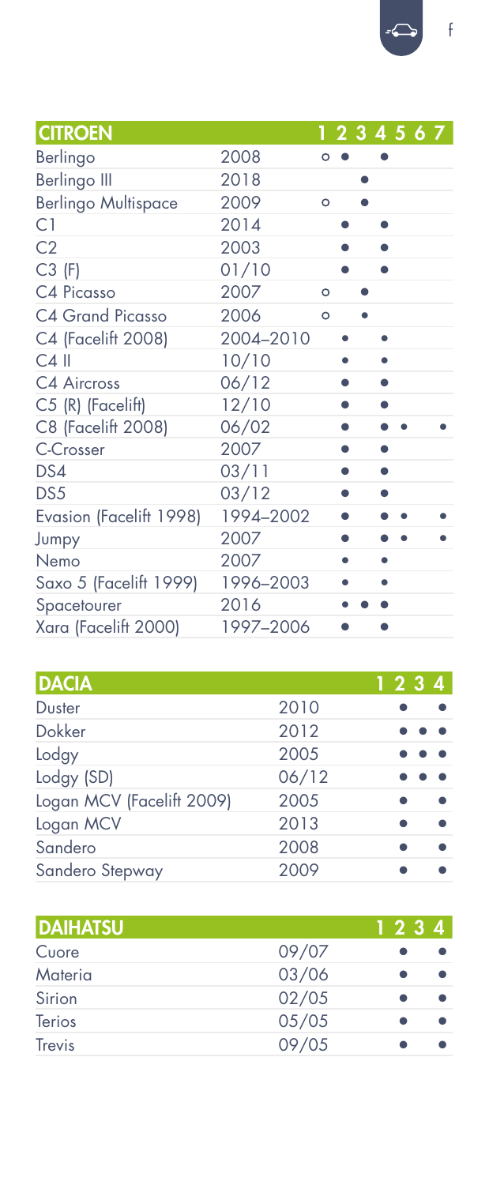| CITROEN | | 1 | 2 | 3 | 4 | 5 | 6 | 7 |
|---|---|---|---|---|---|---|---|---|
| Berlingo | 2008 | ○ | ● | | ● | | | |
| Berlingo III | 2018 | | | ● | | | | |
| Berlingo Multispace | 2009 | ○ | | ● | | | | |
| C1 | 2014 | | ● | | ● | | | |
| C2 | 2003 | | ● | | ● | | | |
| C3 (F) | 01/10 | | ● | | ● | | | |
| C4 Picasso | 2007 | ○ | | ● | | | | |
| C4 Grand Picasso | 2006 | ○ | | ● | | | | |
| C4 (Facelift 2008) | 2004–2010 | | ● | | ● | | | |
| C4 II | 10/10 | | ● | | ● | | | |
| C4 Aircross | 06/12 | | ● | | ● | | | |
| C5 (R) (Facelift) | 12/10 | | ● | | ● | | | |
| C8 (Facelift 2008) | 06/02 | | ● | | ● | ● | | ● |
| C-Crosser | 2007 | | ● | | ● | | | |
| DS4 | 03/11 | | ● | | ● | | | |
| DS5 | 03/12 | | ● | | ● | | | |
| Evasion (Facelift 1998) | 1994–2002 | | ● | | ● | ● | | ● |
| Jumpy | 2007 | | ● | | ● | ● | | ● |
| Nemo | 2007 | | ● | | ● | | | |
| Saxo 5 (Facelift 1999) | 1996–2003 | | ● | | ● | | | |
| Spacetourer | 2016 | | ● | ● | ● | | | |
| Xara (Facelift 2000) | 1997–2006 | | ● | | ● | | | |

| DACIA | | 1 | 2 | 3 | 4 |
|---|---|---|---|---|---|
| Duster | 2010 | | ● | | ● |
| Dokker | 2012 | | ● | ● | ● |
| Lodgy | 2005 | | ● | ● | ● |
| Lodgy (SD) | 06/12 | | ● | ● | ● |
| Logan MCV (Facelift 2009) | 2005 | | ● | | ● |
| Logan MCV | 2013 | | ● | | ● |
| Sandero | 2008 | | ● | | ● |
| Sandero Stepway | 2009 | | ● | | ● |

| DAIHATSU | | 1 | 2 | 3 | 4 |
|---|---|---|---|---|---|
| Cuore | 09/07 | | ● | | ● |
| Materia | 03/06 | | ● | | ● |
| Sirion | 02/05 | | ● | | ● |
| Terios | 05/05 | | ● | | ● |
| Trevis | 09/05 | | ● | | ● |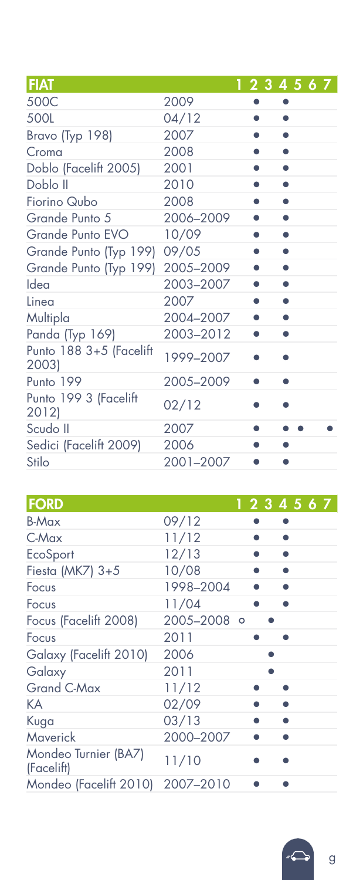| FIAT | | 1 | 2 | 3 | 4 | 5 | 6 | 7 |
|---|---|---|---|---|---|---|---|---|
| 500C | 2009 | | ● | | ● | | | |
| 500L | 04/12 | | ● | | ● | | | |
| Bravo (Typ 198) | 2007 | | ● | | ● | | | |
| Croma | 2008 | | ● | | ● | | | |
| Doblo (Facelift 2005) | 2001 | | ● | | ● | | | |
| Doblo II | 2010 | | ● | | ● | | | |
| Fiorino Qubo | 2008 | | ● | | ● | | | |
| Grande Punto 5 | 2006–2009 | | ● | | ● | | | |
| Grande Punto EVO | 10/09 | | ● | | ● | | | |
| Grande Punto (Typ 199) | 09/05 | | ● | | ● | | | |
| Grande Punto (Typ 199) | 2005–2009 | | ● | | ● | | | |
| Idea | 2003–2007 | | ● | | ● | | | |
| Linea | 2007 | | ● | | ● | | | |
| Multipla | 2004–2007 | | ● | | ● | | | |
| Panda (Typ 169) | 2003–2012 | | ● | | ● | | | |
| Punto 188 3+5 (Facelift 2003) | 1999–2007 | | ● | | ● | | | |
| Punto 199 | 2005–2009 | | ● | | ● | | | |
| Punto 199 3 (Facelift 2012) | 02/12 | | ● | | ● | | | |
| Scudo II | 2007 | | ● | | ● | ● | | ● |
| Sedici (Facelift 2009) | 2006 | | ● | | ● | | | |
| Stilo | 2001–2007 | | ● | | ● | | | |

| FORD | | 1 | 2 | 3 | 4 | 5 | 6 | 7 |
|---|---|---|---|---|---|---|---|---|
| B-Max | 09/12 | | ● | | ● | | | |
| C-Max | 11/12 | | ● | | ● | | | |
| EcoSport | 12/13 | | ● | | ● | | | |
| Fiesta (MK7) 3+5 | 10/08 | | ● | | ● | | | |
| Focus | 1998–2004 | | ● | | ● | | | |
| Focus | 11/04 | | ● | | ● | | | |
| Focus (Facelift 2008) | 2005–2008 | ○ | | ● | | | | |
| Focus | 2011 | | ● | | ● | | | |
| Galaxy (Facelift 2010) | 2006 | | | ● | | | | |
| Galaxy | 2011 | | | ● | | | | |
| Grand C-Max | 11/12 | | ● | | ● | | | |
| KA | 02/09 | | ● | | ● | | | |
| Kuga | 03/13 | | ● | | ● | | | |
| Maverick | 2000–2007 | | ● | | ● | | | |
| Mondeo Turnier (BA7) (Facelift) | 11/10 | | ● | | ● | | | |
| Mondeo (Facelift 2010) | 2007–2010 | | ● | | ● | | | |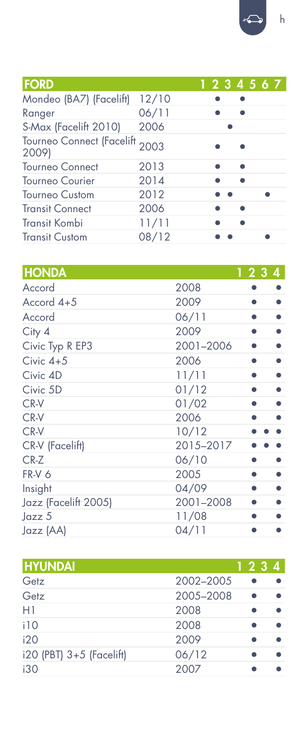| FORD | | 1 | 2 | 3 | 4 | 5 | 6 | 7 |
|---|---|---|---|---|---|---|---|---|
| Mondeo (BA7) (Facelift) | 12/10 | ● | | ● | | | | |
| Ranger | 06/11 | ● | | ● | | | | |
| S-Max (Facelift 2010) | 2006 | | ● | | | | | |
| Tourneo Connect (Facelift 2009) | 2003 | ● | | ● | | | | |
| Tourneo Connect | 2013 | ● | | ● | | | | |
| Tourneo Courier | 2014 | ● | | ● | | | | |
| Tourneo Custom | 2012 | ● | ● | | | | ● | |
| Transit Connect | 2006 | ● | | ● | | | | |
| Transit Kombi | 11/11 | ● | | ● | | | | |
| Transit Custom | 08/12 | ● | ● | | | | ● | |

| HONDA | | 1 | 2 | 3 | 4 |
|---|---|---|---|---|---|
| Accord | 2008 | | ● | | ● |
| Accord 4+5 | 2009 | | ● | | ● |
| Accord | 06/11 | | ● | | ● |
| City 4 | 2009 | | ● | | ● |
| Civic Typ R EP3 | 2001–2006 | | ● | | ● |
| Civic 4+5 | 2006 | | ● | | ● |
| Civic 4D | 11/11 | | ● | | ● |
| Civic 5D | 01/12 | | ● | | ● |
| CR-V | 01/02 | | ● | | ● |
| CR-V | 2006 | | ● | | ● |
| CR-V | 10/12 | | ● | ● | ● |
| CR-V (Facelift) | 2015–2017 | | ● | ● | ● |
| CR-Z | 06/10 | | ● | | ● |
| FR-V 6 | 2005 | | ● | | ● |
| Insight | 04/09 | | ● | | ● |
| Jazz (Facelift 2005) | 2001–2008 | | ● | | ● |
| Jazz 5 | 11/08 | | ● | | ● |
| Jazz (AA) | 04/11 | | ● | | ● |

| HYUNDAI | | 1 | 2 | 3 | 4 |
|---|---|---|---|---|---|
| Getz | 2002–2005 | | ● | | ● |
| Getz | 2005–2008 | | ● | | ● |
| H1 | 2008 | | ● | | ● |
| i10 | 2008 | | ● | | ● |
| i20 | 2009 | | ● | | ● |
| i20 (PBT) 3+5 (Facelift) | 06/12 | | ● | | ● |
| i30 | 2007 | | ● | | ● |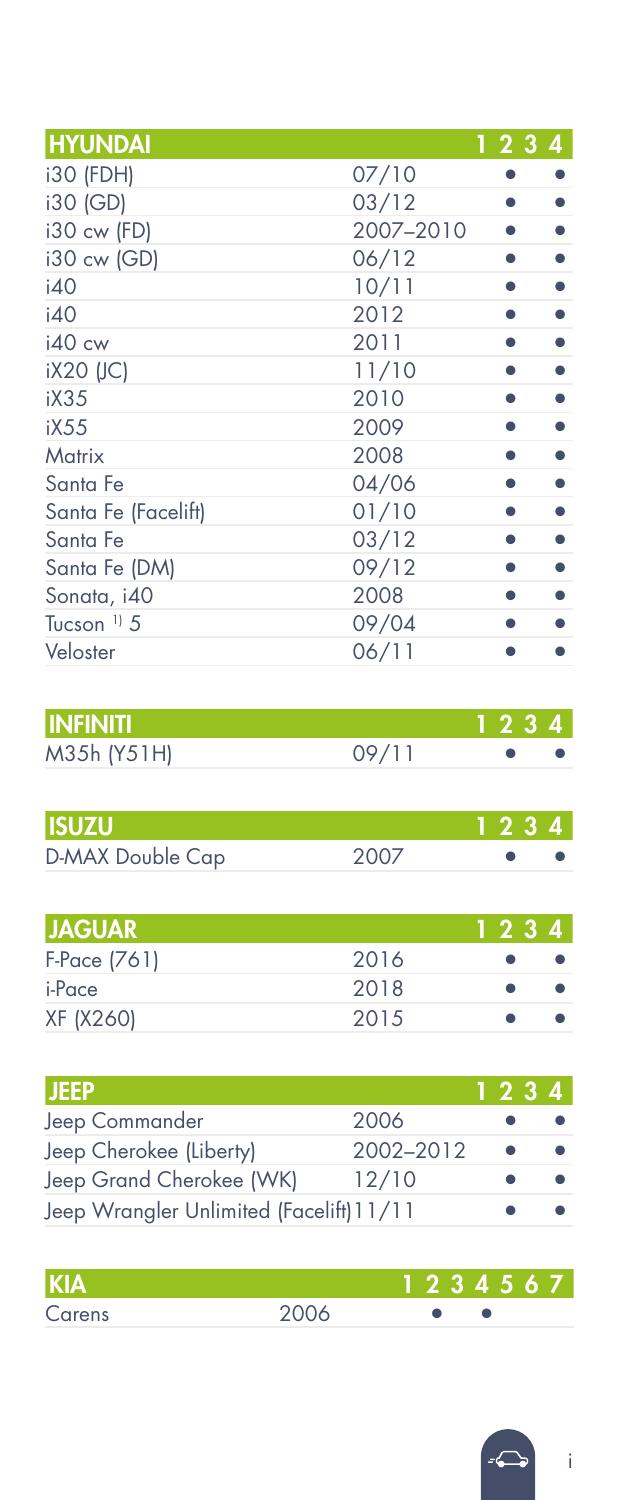| HYUNDAI | | 1 | 2 | 3 | 4 |
|---|---|---|---|---|---|
| i30 (FDH) | 07/10 | | ● | | ● |
| i30 (GD) | 03/12 | | ● | | ● |
| i30 cw (FD) | 2007–2010 | | ● | | ● |
| i30 cw (GD) | 06/12 | | ● | | ● |
| i40 | 10/11 | | ● | | ● |
| i40 | 2012 | | ● | | ● |
| i40 cw | 2011 | | ● | | ● |
| iX20 (JC) | 11/10 | | ● | | ● |
| iX35 | 2010 | | ● | | ● |
| iX55 | 2009 | | ● | | ● |
| Matrix | 2008 | | ● | | ● |
| Santa Fe | 04/06 | | ● | | ● |
| Santa Fe (Facelift) | 01/10 | | ● | | ● |
| Santa Fe | 03/12 | | ● | | ● |
| Santa Fe (DM) | 09/12 | | ● | | ● |
| Sonata, i40 | 2008 | | ● | | ● |
| Tucson [1] 5 | 09/04 | | ● | | ● |
| Veloster | 06/11 | | ● | | ● |

| INFINITI | | 1 | 2 | 3 | 4 |
|---|---|---|---|---|---|
| M35h (Y51H) | 09/11 | | ● | | ● |

| ISUZU | | 1 | 2 | 3 | 4 |
|---|---|---|---|---|---|
| D-MAX Double Cap | 2007 | | ● | | ● |

| JAGUAR | | 1 | 2 | 3 | 4 |
|---|---|---|---|---|---|
| F-Pace (761) | 2016 | | ● | | ● |
| i-Pace | 2018 | | ● | | ● |
| XF (X260) | 2015 | | ● | | ● |

| JEEP | | 1 | 2 | 3 | 4 |
|---|---|---|---|---|---|
| Jeep Commander | 2006 | | ● | | ● |
| Jeep Cherokee (Liberty) | 2002–2012 | | ● | | ● |
| Jeep Grand Cherokee (WK) | 12/10 | | ● | | ● |
| Jeep Wrangler Unlimited (Facelift) | 11/11 | | ● | | ● |

| KIA | | 1 | 2 | 3 | 4 | 5 | 6 | 7 |
|---|---|---|---|---|---|---|---|---|
| Carens | 2006 | ● | | ● | | | | |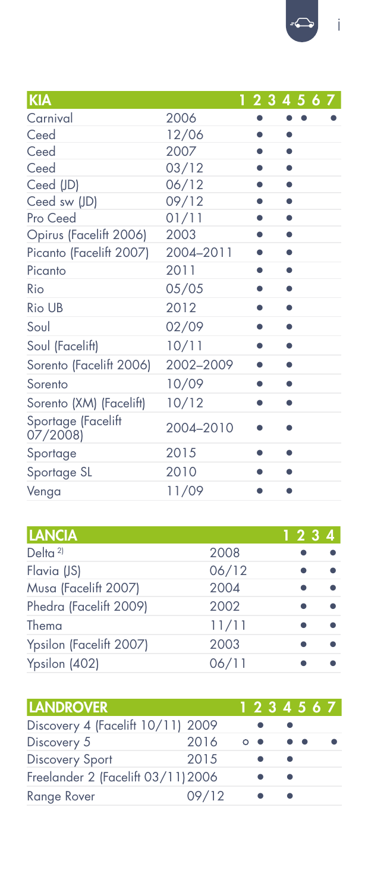| KIA | | 1 | 2 | 3 | 4 | 5 | 6 | 7 |
|---|---|---|---|---|---|---|---|---|
| Carnival | 2006 | | ● | | ● | ● | | ● |
| Ceed | 12/06 | | ● | | ● | | | |
| Ceed | 2007 | | ● | | ● | | | |
| Ceed | 03/12 | | ● | | ● | | | |
| Ceed (JD) | 06/12 | | ● | | ● | | | |
| Ceed sw (JD) | 09/12 | | ● | | ● | | | |
| Pro Ceed | 01/11 | | ● | | ● | | | |
| Opirus (Facelift 2006) | 2003 | | ● | | ● | | | |
| Picanto (Facelift 2007) | 2004–2011 | | ● | | ● | | | |
| Picanto | 2011 | | ● | | ● | | | |
| Rio | 05/05 | | ● | | ● | | | |
| Rio UB | 2012 | | ● | | ● | | | |
| Soul | 02/09 | | ● | | ● | | | |
| Soul (Facelift) | 10/11 | | ● | | ● | | | |
| Sorento (Facelift 2006) | 2002–2009 | | ● | | ● | | | |
| Sorento | 10/09 | | ● | | ● | | | |
| Sorento (XM) (Facelift) | 10/12 | | ● | | ● | | | |
| Sportage (Facelift 07/2008) | 2004–2010 | | ● | | ● | | | |
| Sportage | 2015 | | ● | | ● | | | |
| Sportage SL | 2010 | | ● | | ● | | | |
| Venga | 11/09 | | ● | | ● | | | |

| LANCIA | | 1 | 2 | 3 | 4 |
|---|---|---|---|---|---|
| Delta [2)] | 2008 | | | ● | ● |
| Flavia (JS) | 06/12 | | | ● | ● |
| Musa (Facelift 2007) | 2004 | | | ● | ● |
| Phedra (Facelift 2009) | 2002 | | | ● | ● |
| Thema | 11/11 | | | ● | ● |
| Ypsilon (Facelift 2007) | 2003 | | | ● | ● |
| Ypsilon (402) | 06/11 | | | ● | ● |

| LANDROVER | | 1 | 2 | 3 | 4 | 5 | 6 | 7 |
|---|---|---|---|---|---|---|---|---|
| Discovery 4 (Facelift 10/11) | 2009 | | ● | | ● | | | |
| Discovery 5 | 2016 | ○ | ● | | ● | ● | | ● |
| Discovery Sport | 2015 | | ● | | ● | | | |
| Freelander 2 (Facelift 03/11) | 2006 | | ● | | ● | | | |
| Range Rover | 09/12 | | ● | | ● | | | |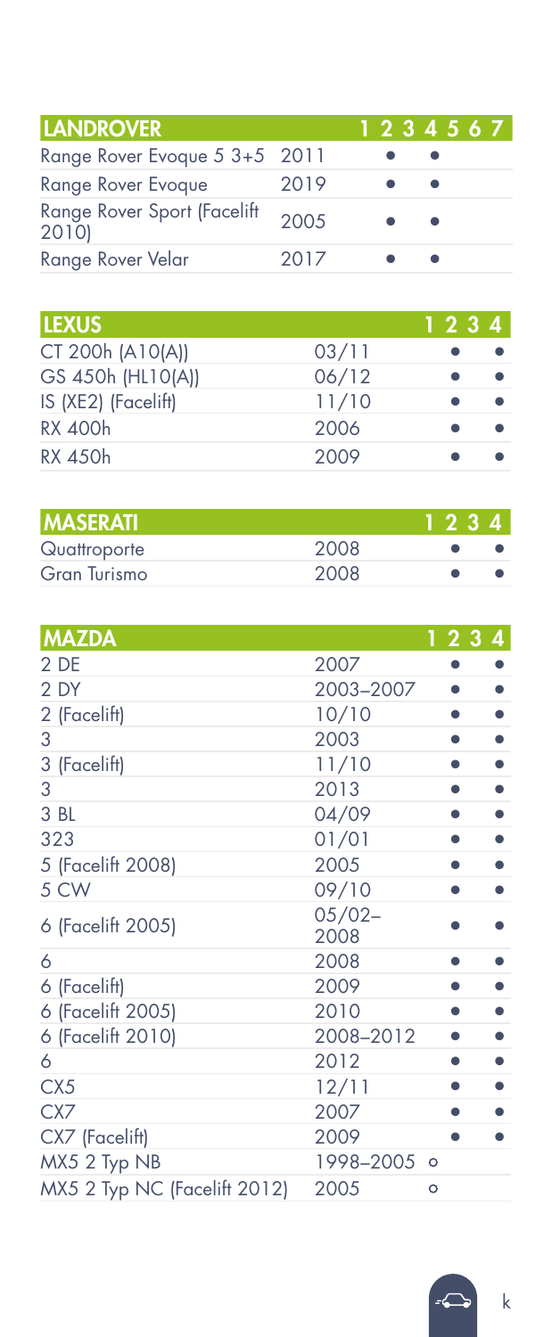| LANDROVER | | 1 | 2 | 3 | 4 | 5 | 6 | 7 |
|---|---|---|---|---|---|---|---|---|
| Range Rover Evoque 5 3+5 | 2011 | ● | | | ● | | | |
| Range Rover Evoque | 2019 | ● | | | ● | | | |
| Range Rover Sport (Facelift 2010) | 2005 | ● | | | ● | | | |
| Range Rover Velar | 2017 | ● | | | ● | | | |

| LEXUS | | 1 | 2 | 3 | 4 |
|---|---|---|---|---|---|
| CT 200h (A10(A)) | 03/11 | | ● | | ● |
| GS 450h (HL10(A)) | 06/12 | | ● | | ● |
| IS (XE2) (Facelift) | 11/10 | | ● | | ● |
| RX 400h | 2006 | | ● | | ● |
| RX 450h | 2009 | | ● | | ● |

| MASERATI | | 1 | 2 | 3 | 4 |
|---|---|---|---|---|---|
| Quattroporte | 2008 | | ● | | ● |
| Gran Turismo | 2008 | | ● | | ● |

| MAZDA | | 1 | 2 | 3 | 4 |
|---|---|---|---|---|---|
| 2 DE | 2007 | | ● | | ● |
| 2 DY | 2003–2007 | | ● | | ● |
| 2 (Facelift) | 10/10 | | ● | | ● |
| 3 | 2003 | | ● | | ● |
| 3 (Facelift) | 11/10 | | ● | | ● |
| 3 | 2013 | | ● | | ● |
| 3 BL | 04/09 | | ● | | ● |
| 323 | 01/01 | | ● | | ● |
| 5 (Facelift 2008) | 2005 | | ● | | ● |
| 5 CW | 09/10 | | ● | | ● |
| 6 (Facelift 2005) | 05/02–2008 | | ● | | ● |
| 6 | 2008 | | ● | | ● |
| 6 (Facelift) | 2009 | | ● | | ● |
| 6 (Facelift 2005) | 2010 | | ● | | ● |
| 6 (Facelift 2010) | 2008–2012 | | ● | | ● |
| 6 | 2012 | | ● | | ● |
| CX5 | 12/11 | | ● | | ● |
| CX7 | 2007 | | ● | | ● |
| CX7 (Facelift) | 2009 | | ● | | ● |
| MX5 2 Typ NB | 1998–2005 | ○ | | | |
| MX5 2 Typ NC (Facelift 2012) | 2005 | ○ | | | |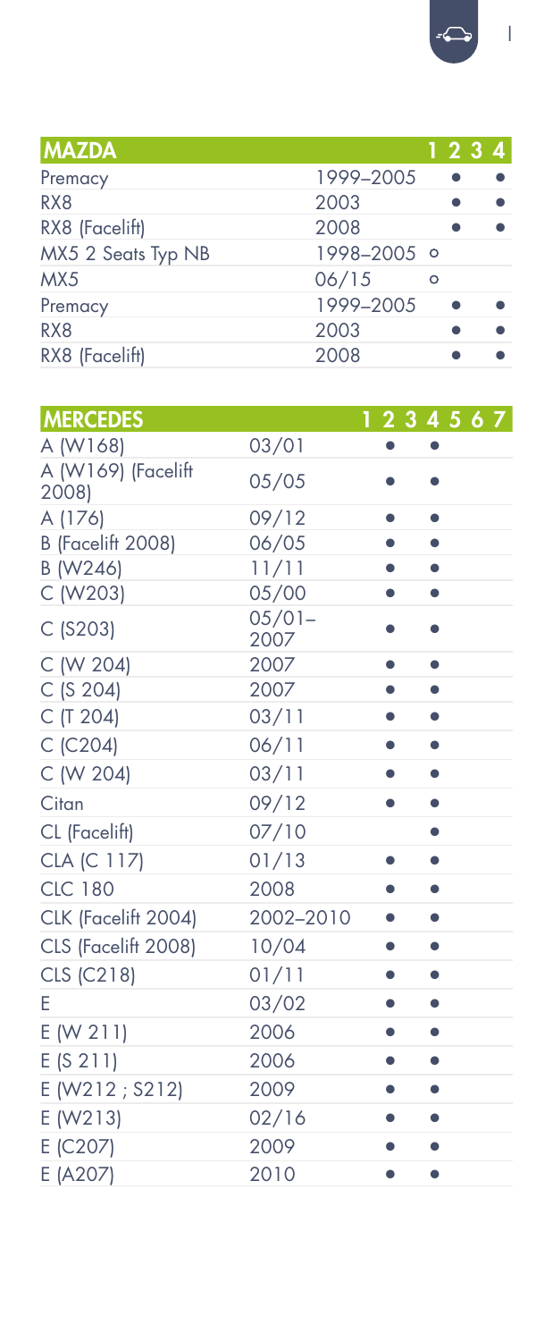| MAZDA | | 1 | 2 | 3 | 4 |
|---|---|---|---|---|---|
| Premacy | 1999–2005 | | ● | | ● |
| RX8 | 2003 | | ● | | ● |
| RX8 (Facelift) | 2008 | | ● | | ● |
| MX5 2 Seats Typ NB | 1998–2005 | ○ | | | |
| MX5 | 06/15 | ○ | | | |
| Premacy | 1999–2005 | | ● | | ● |
| RX8 | 2003 | | ● | | ● |
| RX8 (Facelift) | 2008 | | ● | | ● |

| MERCEDES | | 1 | 2 | 3 | 4 | 5 | 6 | 7 |
|---|---|---|---|---|---|---|---|---|
| A (W168) | 03/01 | ● | | | ● | | | |
| A (W169) (Facelift 2008) | 05/05 | ● | | | ● | | | |
| A (176) | 09/12 | ● | | | ● | | | |
| B (Facelift 2008) | 06/05 | ● | | | ● | | | |
| B (W246) | 11/11 | ● | | | ● | | | |
| C (W203) | 05/00 | ● | | | ● | | | |
| C (S203) | 05/01–2007 | ● | | | ● | | | |
| C (W 204) | 2007 | ● | | | ● | | | |
| C (S 204) | 2007 | ● | | | ● | | | |
| C (T 204) | 03/11 | ● | | | ● | | | |
| C (C204) | 06/11 | ● | | | ● | | | |
| C (W 204) | 03/11 | ● | | | ● | | | |
| Citan | 09/12 | ● | | | ● | | | |
| CL (Facelift) | 07/10 | | | | ● | | | |
| CLA (C 117) | 01/13 | ● | | | ● | | | |
| CLC 180 | 2008 | ● | | | ● | | | |
| CLK (Facelift 2004) | 2002–2010 | ● | | | ● | | | |
| CLS (Facelift 2008) | 10/04 | ● | | | ● | | | |
| CLS (C218) | 01/11 | ● | | | ● | | | |
| E | 03/02 | ● | | | ● | | | |
| E (W 211) | 2006 | ● | | | ● | | | |
| E (S 211) | 2006 | ● | | | ● | | | |
| E (W212 ; S212) | 2009 | ● | | | ● | | | |
| E (W213) | 02/16 | ● | | | ● | | | |
| E (C207) | 2009 | ● | | | ● | | | |
| E (A207) | 2010 | ● | | | ● | | | |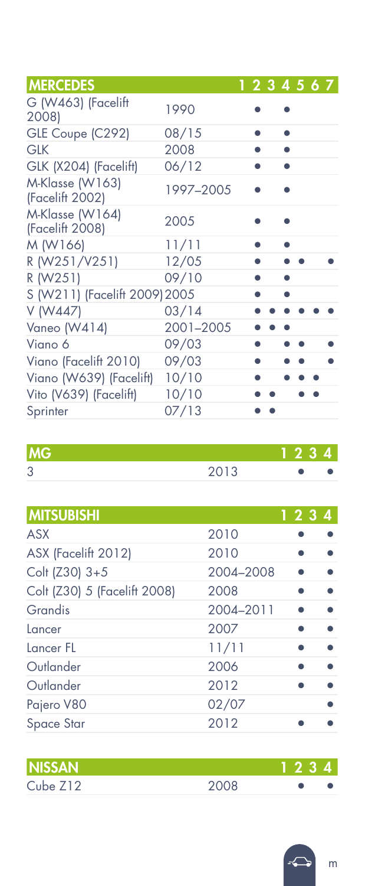| MERCEDES | | 1 | 2 | 3 | 4 | 5 | 6 | 7 |
|---|---|---|---|---|---|---|---|---|
| G (W463) (Facelift 2008) | 1990 | ● | | ● | | | | |
| GLE Coupe (C292) | 08/15 | ● | | ● | | | | |
| GLK | 2008 | ● | | ● | | | | |
| GLK (X204) (Facelift) | 06/12 | ● | | ● | | | | |
| M-Klasse (W163) (Facelift 2002) | 1997–2005 | ● | | ● | | | | |
| M-Klasse (W164) (Facelift 2008) | 2005 | ● | | ● | | | | |
| M (W166) | 11/11 | ● | | ● | | | | |
| R (W251/V251) | 12/05 | ● | | ● | ● | | ● | |
| R (W251) | 09/10 | ● | | ● | | | | |
| S (W211) (Facelift 2009) | 2005 | ● | | ● | | | | |
| V (W447) | 03/14 | ● | ● | ● | ● | ● | ● | |
| Vaneo (W414) | 2001–2005 | ● | ● | ● | | | | |
| Viano 6 | 09/03 | ● | | ● | ● | | ● | |
| Viano (Facelift 2010) | 09/03 | ● | | ● | ● | | ● | |
| Viano (W639) (Facelift) | 10/10 | ● | | ● | ● | ● | | |
| Vito (V639) (Facelift) | 10/10 | ● | ● | | ● | ● | | |
| Sprinter | 07/13 | ● | ● | | | | | |

| MG | | 1 | 2 | 3 | 4 |
|---|---|---|---|---|---|
| 3 | 2013 | ● | | | ● |

| MITSUBISHI | | 1 | 2 | 3 | 4 |
|---|---|---|---|---|---|
| ASX | 2010 | ● | | | ● |
| ASX (Facelift 2012) | 2010 | ● | | | ● |
| Colt (Z30) 3+5 | 2004–2008 | ● | | | ● |
| Colt (Z30) 5 (Facelift 2008) | 2008 | ● | | | ● |
| Grandis | 2004–2011 | ● | | | ● |
| Lancer | 2007 | ● | | | ● |
| Lancer FL | 11/11 | ● | | | ● |
| Outlander | 2006 | ● | | | ● |
| Outlander | 2012 | ● | | | ● |
| Pajero V80 | 02/07 | | | | ● |
| Space Star | 2012 | ● | | | ● |

| NISSAN | | 1 | 2 | 3 | 4 |
|---|---|---|---|---|---|
| Cube Z12 | 2008 | ● | | | ● |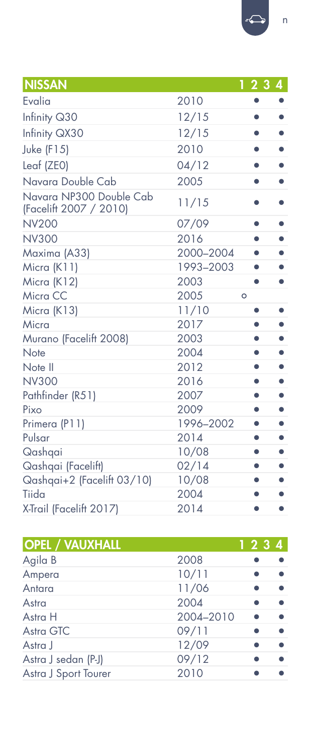| NISSAN | | 1 | 2 | 3 | 4 |
|---|---|---|---|---|---|
| Evalia | 2010 | | ● | | ● |
| Infinity Q30 | 12/15 | | ● | | ● |
| Infinity QX30 | 12/15 | | ● | | ● |
| Juke (F15) | 2010 | | ● | | ● |
| Leaf (ZE0) | 04/12 | | ● | | ● |
| Navara Double Cab | 2005 | | ● | | ● |
| Navara NP300 Double Cab (Facelift 2007 / 2010) | 11/15 | | ● | | ● |
| NV200 | 07/09 | | ● | | ● |
| NV300 | 2016 | | ● | | ● |
| Maxima (A33) | 2000–2004 | | ● | | ● |
| Micra (K11) | 1993–2003 | | ● | | ● |
| Micra (K12) | 2003 | | ● | | ● |
| Micra CC | 2005 | ○ | | | |
| Micra (K13) | 11/10 | | ● | | ● |
| Micra | 2017 | | ● | | ● |
| Murano (Facelift 2008) | 2003 | | ● | | ● |
| Note | 2004 | | ● | | ● |
| Note II | 2012 | | ● | | ● |
| NV300 | 2016 | | ● | | ● |
| Pathfinder (R51) | 2007 | | ● | | ● |
| Pixo | 2009 | | ● | | ● |
| Primera (P11) | 1996–2002 | | ● | | ● |
| Pulsar | 2014 | | ● | | ● |
| Qashqai | 10/08 | | ● | | ● |
| Qashqai (Facelift) | 02/14 | | ● | | ● |
| Qashqai+2 (Facelift 03/10) | 10/08 | | ● | | ● |
| Tiida | 2004 | | ● | | ● |
| X-Trail (Facelift 2017) | 2014 | | ● | | ● |

| OPEL / VAUXHALL | | 1 | 2 | 3 | 4 |
|---|---|---|---|---|---|
| Agila B | 2008 | | ● | | ● |
| Ampera | 10/11 | | ● | | ● |
| Antara | 11/06 | | ● | | ● |
| Astra | 2004 | | ● | | ● |
| Astra H | 2004–2010 | | ● | | ● |
| Astra GTC | 09/11 | | ● | | ● |
| Astra J | 12/09 | | ● | | ● |
| Astra J sedan (P-J) | 09/12 | | ● | | ● |
| Astra J Sport Tourer | 2010 | | ● | | ● |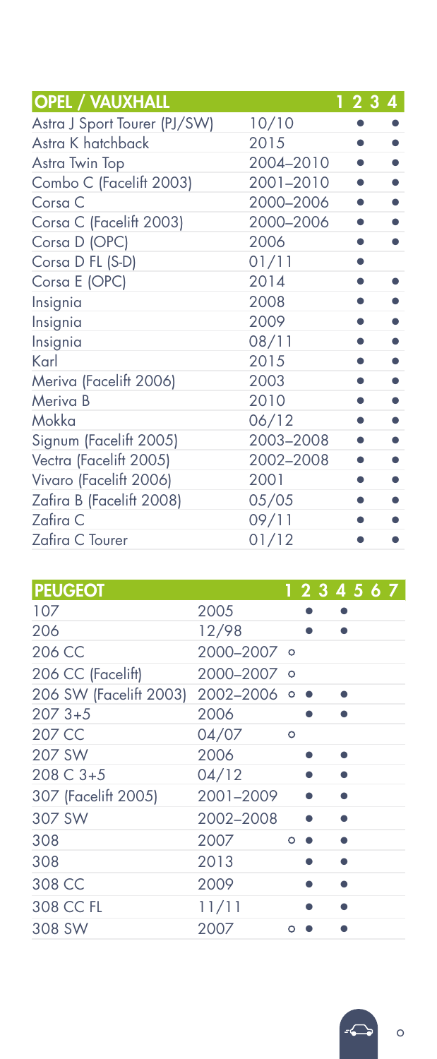| OPEL / VAUXHALL | | 1 | 2 | 3 | 4 |
|---|---|---|---|---|---|
| Astra J Sport Tourer (PJ/SW) | 10/10 | | ● | | ● |
| Astra K hatchback | 2015 | | ● | | ● |
| Astra Twin Top | 2004–2010 | | ● | | ● |
| Combo C (Facelift 2003) | 2001–2010 | | ● | | ● |
| Corsa C | 2000–2006 | | ● | | ● |
| Corsa C (Facelift 2003) | 2000–2006 | | ● | | ● |
| Corsa D (OPC) | 2006 | | ● | | ● |
| Corsa D FL (S-D) | 01/11 | | ● | | |
| Corsa E (OPC) | 2014 | | ● | | ● |
| Insignia | 2008 | | ● | | ● |
| Insignia | 2009 | | ● | | ● |
| Insignia | 08/11 | | ● | | ● |
| Karl | 2015 | | ● | | ● |
| Meriva (Facelift 2006) | 2003 | | ● | | ● |
| Meriva B | 2010 | | ● | | ● |
| Mokka | 06/12 | | ● | | ● |
| Signum (Facelift 2005) | 2003–2008 | | ● | | ● |
| Vectra (Facelift 2005) | 2002–2008 | | ● | | ● |
| Vivaro (Facelift 2006) | 2001 | | ● | | ● |
| Zafira B (Facelift 2008) | 05/05 | | ● | | ● |
| Zafira C | 09/11 | | ● | | ● |
| Zafira C Tourer | 01/12 | | ● | | ● |

| PEUGEOT | | 1 | 2 | 3 | 4 | 5 | 6 | 7 |
|---|---|---|---|---|---|---|---|---|
| 107 | 2005 | | ● | | ● | | | |
| 206 | 12/98 | | ● | | ● | | | |
| 206 CC | 2000–2007 | ○ | | | | | | |
| 206 CC (Facelift) | 2000–2007 | ○ | | | | | | |
| 206 SW (Facelift 2003) | 2002–2006 | ○ | ● | | ● | | | |
| 207 3+5 | 2006 | | ● | | ● | | | |
| 207 CC | 04/07 | ○ | | | | | | |
| 207 SW | 2006 | | ● | | ● | | | |
| 208 C 3+5 | 04/12 | | ● | | ● | | | |
| 307 (Facelift 2005) | 2001–2009 | | ● | | ● | | | |
| 307 SW | 2002–2008 | | ● | | ● | | | |
| 308 | 2007 | ○ | ● | | ● | | | |
| 308 | 2013 | | ● | | ● | | | |
| 308 CC | 2009 | | ● | | ● | | | |
| 308 CC FL | 11/11 | | ● | | ● | | | |
| 308 SW | 2007 | ○ | ● | | ● | | | |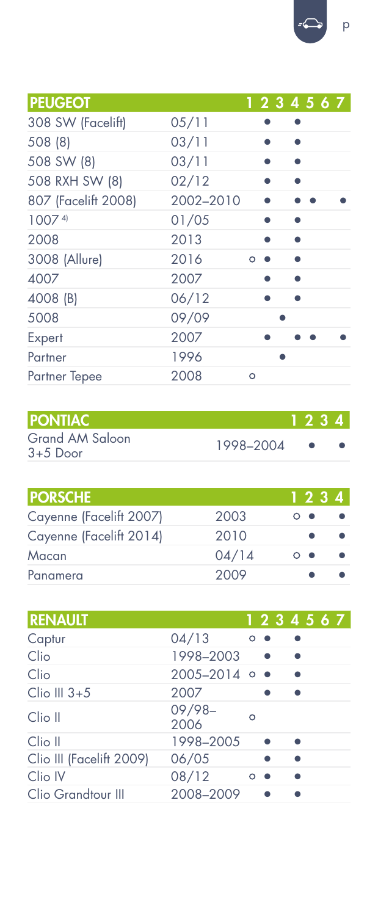| PEUGEOT | | 1 | 2 | 3 | 4 | 5 | 6 | 7 |
|---|---|---|---|---|---|---|---|---|
| 308 SW (Facelift) | 05/11 | | ● | | ● | | | |
| 508 (8) | 03/11 | | ● | | ● | | | |
| 508 SW (8) | 03/11 | | ● | | ● | | | |
| 508 RXH SW (8) | 02/12 | | ● | | ● | | | |
| 807 (Facelift 2008) | 2002–2010 | | ● | | ● | ● | | ● |
| 1007 [4] | 01/05 | | ● | | ● | | | |
| 2008 | 2013 | | ● | | ● | | | |
| 3008 (Allure) | 2016 | ○ | ● | | ● | | | |
| 4007 | 2007 | | ● | | ● | | | |
| 4008 (B) | 06/12 | | ● | | ● | | | |
| 5008 | 09/09 | | | ● | | | | |
| Expert | 2007 | | ● | | ● | ● | | ● |
| Partner | 1996 | | | ● | | | | |
| Partner Tepee | 2008 | ○ | | | | | | |

| PONTIAC | | 1 | 2 | 3 | 4 |
|---|---|---|---|---|---|
| Grand AM Saloon 3+5 Door | 1998–2004 | | ● | | ● |

| PORSCHE | | 1 | 2 | 3 | 4 |
|---|---|---|---|---|---|
| Cayenne (Facelift 2007) | 2003 | ○ | ● | | ● |
| Cayenne (Facelift 2014) | 2010 | | ● | | ● |
| Macan | 04/14 | ○ | ● | | ● |
| Panamera | 2009 | | ● | | ● |

| RENAULT | | 1 | 2 | 3 | 4 | 5 | 6 | 7 |
|---|---|---|---|---|---|---|---|---|
| Captur | 04/13 | ○ | ● | | ● | | | |
| Clio | 1998–2003 | | ● | | ● | | | |
| Clio | 2005–2014 | ○ | ● | | ● | | | |
| Clio III 3+5 | 2007 | | ● | | ● | | | |
| Clio II | 09/98–2006 | ○ | | | | | | |
| Clio II | 1998–2005 | | ● | | ● | | | |
| Clio III (Facelift 2009) | 06/05 | | ● | | ● | | | |
| Clio IV | 08/12 | ○ | ● | | ● | | | |
| Clio Grandtour III | 2008–2009 | | ● | | ● | | | |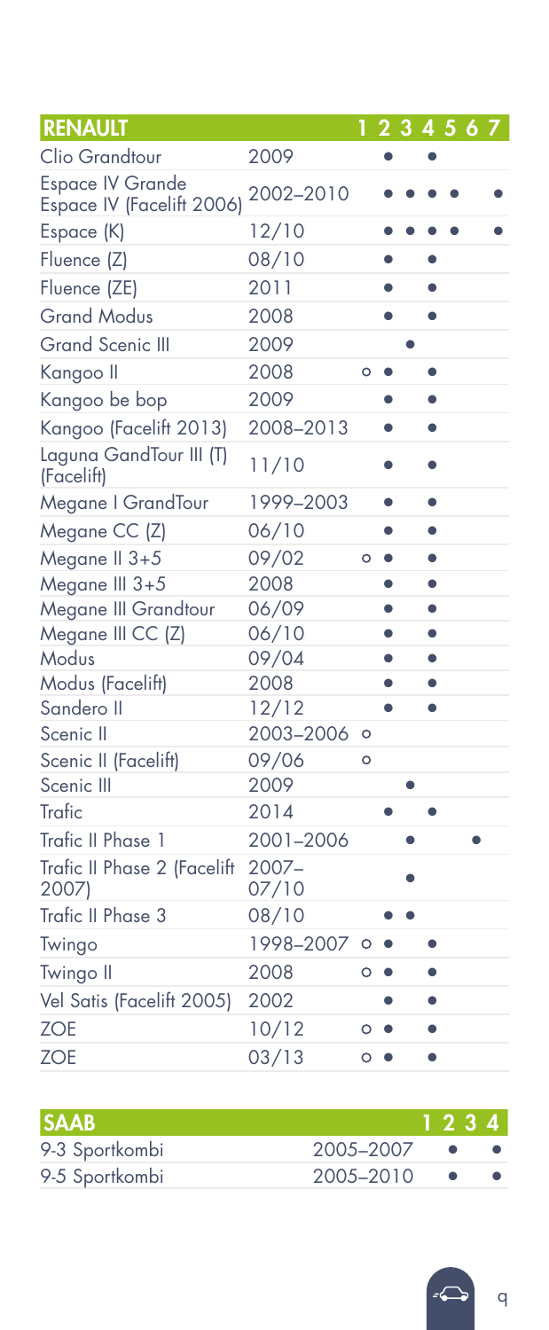| RENAULT | | 1 | 2 | 3 | 4 | 5 | 6 | 7 |
|---|---|---|---|---|---|---|---|---|
| Clio Grandtour | 2009 | | ● | | ● | | | |
| Espace IV Grande Espace IV (Facelift 2006) | 2002–2010 | | ● | ● | ● | ● | | ● |
| Espace (K) | 12/10 | | ● | ● | ● | ● | | ● |
| Fluence (Z) | 08/10 | | ● | | ● | | | |
| Fluence (ZE) | 2011 | | ● | | ● | | | |
| Grand Modus | 2008 | | ● | | ● | | | |
| Grand Scenic III | 2009 | | | ● | | | | |
| Kangoo II | 2008 | ○ | ● | | ● | | | |
| Kangoo be bop | 2009 | | ● | | ● | | | |
| Kangoo (Facelift 2013) | 2008–2013 | | ● | | ● | | | |
| Laguna GandTour III (T) (Facelift) | 11/10 | | ● | | ● | | | |
| Megane I GrandTour | 1999–2003 | | ● | | ● | | | |
| Megane CC (Z) | 06/10 | | ● | | ● | | | |
| Megane II 3+5 | 09/02 | ○ | ● | | ● | | | |
| Megane III 3+5 | 2008 | | ● | | ● | | | |
| Megane III Grandtour | 06/09 | | ● | | ● | | | |
| Megane III CC (Z) | 06/10 | | ● | | ● | | | |
| Modus | 09/04 | | ● | | ● | | | |
| Modus (Facelift) | 2008 | | ● | | ● | | | |
| Sandero II | 12/12 | | ● | | ● | | | |
| Scenic II | 2003–2006 | ○ | | | | | | |
| Scenic II (Facelift) | 09/06 | ○ | | | | | | |
| Scenic III | 2009 | | | ● | | | | |
| Trafic | 2014 | | ● | | ● | | | |
| Trafic II Phase 1 | 2001–2006 | | | ● | | | ● | |
| Trafic II Phase 2 (Facelift 2007) | 2007–07/10 | | | ● | | | | |
| Trafic II Phase 3 | 08/10 | | ● | ● | | | | |
| Twingo | 1998–2007 | ○ | ● | | ● | | | |
| Twingo II | 2008 | ○ | ● | | ● | | | |
| Vel Satis (Facelift 2005) | 2002 | | ● | | ● | | | |
| ZOE | 10/12 | ○ | ● | | ● | | | |
| ZOE | 03/13 | ○ | ● | | ● | | | |

| SAAB | | 1 | 2 | 3 | 4 |
|---|---|---|---|---|---|
| 9-3 Sportkombi | 2005–2007 | | ● | | ● |
| 9-5 Sportkombi | 2005–2010 | | ● | | ● |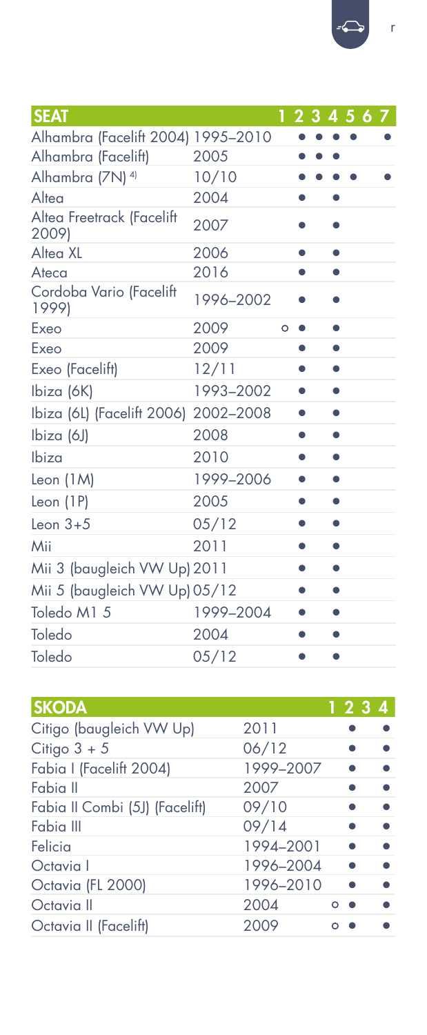| SEAT | | 1 | 2 | 3 | 4 | 5 | 6 | 7 |
|---|---|---|---|---|---|---|---|---|
| Alhambra (Facelift 2004) | 1995–2010 | | ● | ● | ● | ● | | ● |
| Alhambra (Facelift) | 2005 | | ● | ● | ● | | | |
| Alhambra (7N) [4] | 10/10 | | ● | ● | ● | ● | | ● |
| Altea | 2004 | | ● | | ● | | | |
| Altea Freetrack (Facelift 2009) | 2007 | | ● | | ● | | | |
| Altea XL | 2006 | | ● | | ● | | | |
| Ateca | 2016 | | ● | | ● | | | |
| Cordoba Vario (Facelift 1999) | 1996–2002 | | ● | | ● | | | |
| Exeo | 2009 | ○ | ● | | ● | | | |
| Exeo | 2009 | | ● | | ● | | | |
| Exeo (Facelift) | 12/11 | | ● | | ● | | | |
| Ibiza (6K) | 1993–2002 | | ● | | ● | | | |
| Ibiza (6L) (Facelift 2006) | 2002–2008 | | ● | | ● | | | |
| Ibiza (6J) | 2008 | | ● | | ● | | | |
| Ibiza | 2010 | | ● | | ● | | | |
| Leon (1M) | 1999–2006 | | ● | | ● | | | |
| Leon (1P) | 2005 | | ● | | ● | | | |
| Leon 3+5 | 05/12 | | ● | | ● | | | |
| Mii | 2011 | | ● | | ● | | | |
| Mii 3 (baugleich VW Up) | 2011 | | ● | | ● | | | |
| Mii 5 (baugleich VW Up) | 05/12 | | ● | | ● | | | |
| Toledo M1 5 | 1999–2004 | | ● | | ● | | | |
| Toledo | 2004 | | ● | | ● | | | |
| Toledo | 05/12 | | ● | | ● | | | |

| SKODA | | 1 | 2 | 3 | 4 |
|---|---|---|---|---|---|
| Citigo (baugleich VW Up) | 2011 | | ● | | ● |
| Citigo 3 + 5 | 06/12 | | ● | | ● |
| Fabia I (Facelift 2004) | 1999–2007 | | ● | | ● |
| Fabia II | 2007 | | ● | | ● |
| Fabia II Combi (5J) (Facelift) | 09/10 | | ● | | ● |
| Fabia III | 09/14 | | ● | | ● |
| Felicia | 1994–2001 | | ● | | ● |
| Octavia I | 1996–2004 | | ● | | ● |
| Octavia (FL 2000) | 1996–2010 | | ● | | ● |
| Octavia II | 2004 | ○ | ● | | ● |
| Octavia II (Facelift) | 2009 | ○ | ● | | ● |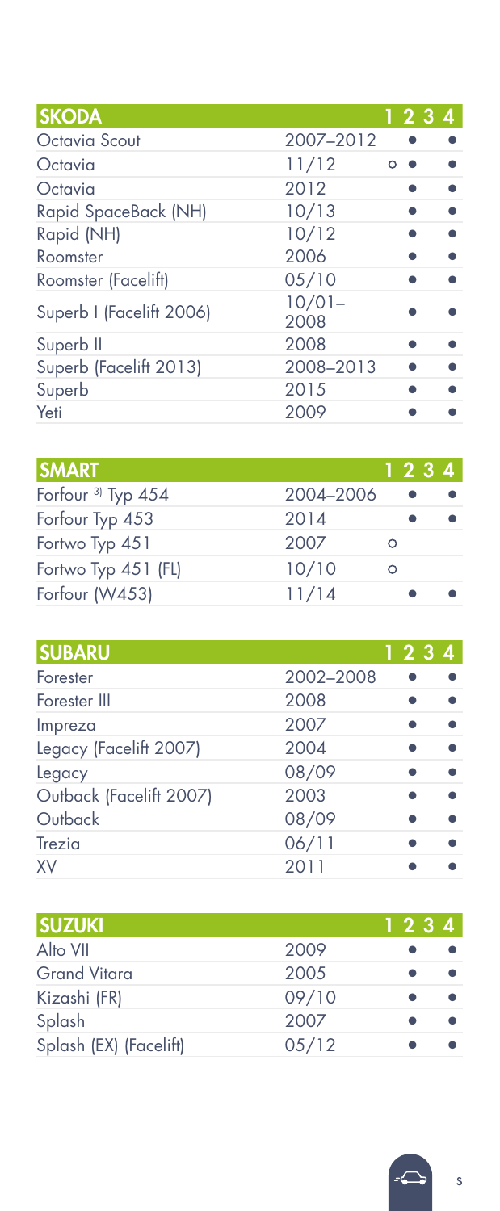| SKODA | | 1 | 2 | 3 | 4 |
|---|---|---|---|---|---|
| Octavia Scout | 2007–2012 | | ● | | ● |
| Octavia | 11/12 | ○ | ● | | ● |
| Octavia | 2012 | | ● | | ● |
| Rapid SpaceBack (NH) | 10/13 | | ● | | ● |
| Rapid (NH) | 10/12 | | ● | | ● |
| Roomster | 2006 | | ● | | ● |
| Roomster (Facelift) | 05/10 | | ● | | ● |
| Superb I (Facelift 2006) | 10/01–2008 | | ● | | ● |
| Superb II | 2008 | | ● | | ● |
| Superb (Facelift 2013) | 2008–2013 | | ● | | ● |
| Superb | 2015 | | ● | | ● |
| Yeti | 2009 | | ● | | ● |

| SMART | | 1 | 2 | 3 | 4 |
|---|---|---|---|---|---|
| Forfour [3] Typ 454 | 2004–2006 | | ● | | ● |
| Forfour Typ 453 | 2014 | | ● | | ● |
| Fortwo Typ 451 | 2007 | ○ | | | |
| Fortwo Typ 451 (FL) | 10/10 | ○ | | | |
| Forfour (W453) | 11/14 | | ● | | ● |

| SUBARU | | 1 | 2 | 3 | 4 |
|---|---|---|---|---|---|
| Forester | 2002–2008 | | ● | | ● |
| Forester III | 2008 | | ● | | ● |
| Impreza | 2007 | | ● | | ● |
| Legacy (Facelift 2007) | 2004 | | ● | | ● |
| Legacy | 08/09 | | ● | | ● |
| Outback (Facelift 2007) | 2003 | | ● | | ● |
| Outback | 08/09 | | ● | | ● |
| Trezia | 06/11 | | ● | | ● |
| XV | 2011 | | ● | | ● |

| SUZUKI | | 1 | 2 | 3 | 4 |
|---|---|---|---|---|---|
| Alto VII | 2009 | | ● | | ● |
| Grand Vitara | 2005 | | ● | | ● |
| Kizashi (FR) | 09/10 | | ● | | ● |
| Splash | 2007 | | ● | | ● |
| Splash (EX) (Facelift) | 05/12 | | ● | | ● |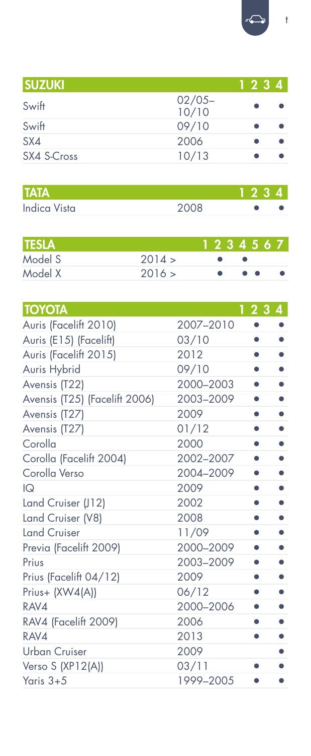| SUZUKI | | 1 | 2 | 3 | 4 |
|---|---|---|---|---|---|
| Swift | 02/05–10/10 | | ● | | ● |
| Swift | 09/10 | | ● | | ● |
| SX4 | 2006 | | ● | | ● |
| SX4 S-Cross | 10/13 | | ● | | ● |

| TATA | | 1 | 2 | 3 | 4 |
|---|---|---|---|---|---|
| Indica Vista | 2008 | | ● | | ● |

| TESLA | | 1 | 2 | 3 | 4 | 5 | 6 | 7 |
|---|---|---|---|---|---|---|---|---|
| Model S | 2014 > | | ● | | ● | | | |
| Model X | 2016 > | | ● | | ● | ● | | ● |

| TOYOTA | | 1 | 2 | 3 | 4 |
|---|---|---|---|---|---|
| Auris (Facelift 2010) | 2007–2010 | | ● | | ● |
| Auris (E15) (Facelift) | 03/10 | | ● | | ● |
| Auris (Facelift 2015) | 2012 | | ● | | ● |
| Auris Hybrid | 09/10 | | ● | | ● |
| Avensis (T22) | 2000–2003 | | ● | | ● |
| Avensis (T25) (Facelift 2006) | 2003–2009 | | ● | | ● |
| Avensis (T27) | 2009 | | ● | | ● |
| Avensis (T27) | 01/12 | | ● | | ● |
| Corolla | 2000 | | ● | | ● |
| Corolla (Facelift 2004) | 2002–2007 | | ● | | ● |
| Corolla Verso | 2004–2009 | | ● | | ● |
| IQ | 2009 | | ● | | ● |
| Land Cruiser (J12) | 2002 | | ● | | ● |
| Land Cruiser (V8) | 2008 | | ● | | ● |
| Land Cruiser | 11/09 | | ● | | ● |
| Previa (Facelift 2009) | 2000–2009 | | ● | | ● |
| Prius | 2003–2009 | | ● | | ● |
| Prius (Facelift 04/12) | 2009 | | ● | | ● |
| Prius+ (XW4(A)) | 06/12 | | ● | | ● |
| RAV4 | 2000–2006 | | ● | | ● |
| RAV4 (Facelift 2009) | 2006 | | ● | | ● |
| RAV4 | 2013 | | ● | | ● |
| Urban Cruiser | 2009 | | | | ● |
| Verso S (XP12(A)) | 03/11 | | ● | | ● |
| Yaris 3+5 | 1999–2005 | | ● | | ● |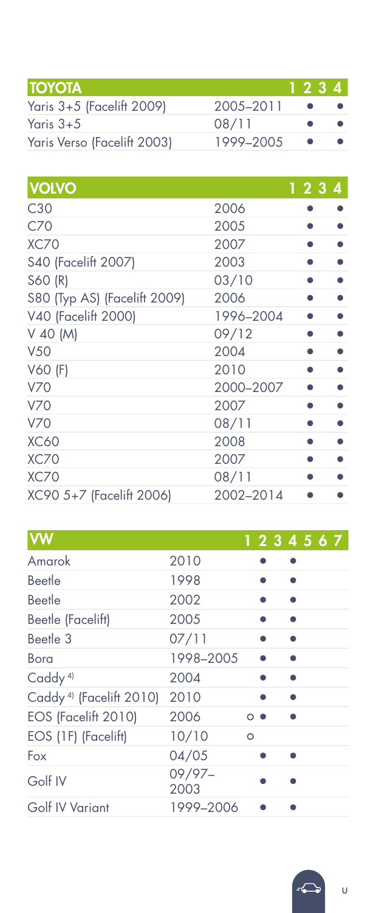| TOYOTA | | 1 | 2 | 3 | 4 |
|---|---|---|---|---|---|
| Yaris 3+5 (Facelift 2009) | 2005–2011 | | ● | | ● |
| Yaris 3+5 | 08/11 | | ● | | ● |
| Yaris Verso (Facelift 2003) | 1999–2005 | | ● | | ● |

| VOLVO | | 1 | 2 | 3 | 4 |
|---|---|---|---|---|---|
| C30 | 2006 | | ● | | ● |
| C70 | 2005 | | ● | | ● |
| XC70 | 2007 | | ● | | ● |
| S40 (Facelift 2007) | 2003 | | ● | | ● |
| S60 (R) | 03/10 | | ● | | ● |
| S80 (Typ AS) (Facelift 2009) | 2006 | | ● | | ● |
| V40 (Facelift 2000) | 1996–2004 | | ● | | ● |
| V 40 (M) | 09/12 | | ● | | ● |
| V50 | 2004 | | ● | | ● |
| V60 (F) | 2010 | | ● | | ● |
| V70 | 2000–2007 | | ● | | ● |
| V70 | 2007 | | ● | | ● |
| V70 | 08/11 | | ● | | ● |
| XC60 | 2008 | | ● | | ● |
| XC70 | 2007 | | ● | | ● |
| XC70 | 08/11 | | ● | | ● |
| XC90 5+7 (Facelift 2006) | 2002–2014 | | ● | | ● |

| VW | | 1 | 2 | 3 | 4 | 5 | 6 | 7 |
|---|---|---|---|---|---|---|---|---|
| Amarok | 2010 | | ● | | ● | | | |
| Beetle | 1998 | | ● | | ● | | | |
| Beetle | 2002 | | ● | | ● | | | |
| Beetle (Facelift) | 2005 | | ● | | ● | | | |
| Beetle 3 | 07/11 | | ● | | ● | | | |
| Bora | 1998–2005 | ● | | | ● | | | |
| Caddy [4] | 2004 | | ● | | ● | | | |
| Caddy [4] (Facelift 2010) | 2010 | | ● | | ● | | | |
| EOS (Facelift 2010) | 2006 | ○ | ● | | ● | | | |
| EOS (1F) (Facelift) | 10/10 | ○ | | | | | | |
| Fox | 04/05 | | ● | | ● | | | |
| Golf IV | 09/97–2003 | | ● | | ● | | | |
| Golf IV Variant | 1999–2006 | ● | | | ● | | | |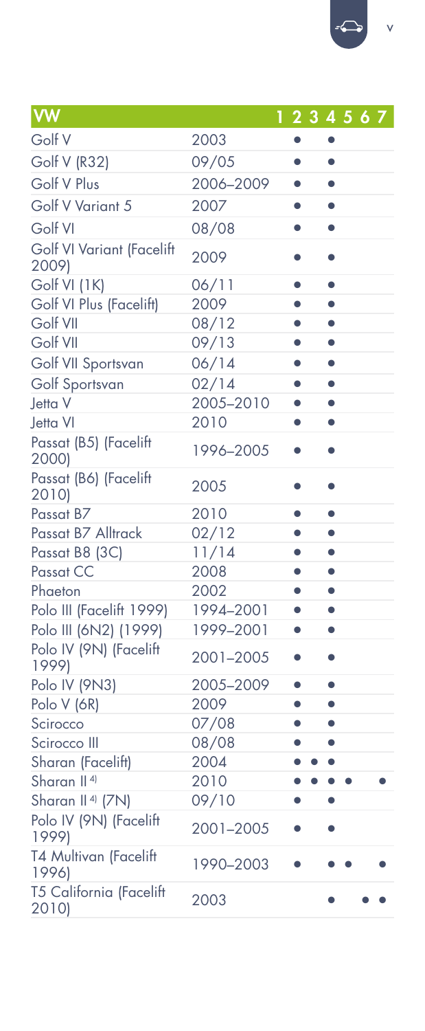| VW | | 1 | 2 | 3 | 4 | 5 | 6 | 7 |
|---|---|---|---|---|---|---|---|---|
| Golf V | 2003 | | ● | | ● | | | |
| Golf V (R32) | 09/05 | | ● | | ● | | | |
| Golf V Plus | 2006–2009 | | ● | | ● | | | |
| Golf V Variant 5 | 2007 | | ● | | ● | | | |
| Golf VI | 08/08 | | ● | | ● | | | |
| Golf VI Variant (Facelift 2009) | 2009 | | ● | | ● | | | |
| Golf VI (1K) | 06/11 | | ● | | ● | | | |
| Golf VI Plus (Facelift) | 2009 | | ● | | ● | | | |
| Golf VII | 08/12 | | ● | | ● | | | |
| Golf VII | 09/13 | | ● | | ● | | | |
| Golf VII Sportsvan | 06/14 | | ● | | ● | | | |
| Golf Sportsvan | 02/14 | | ● | | ● | | | |
| Jetta V | 2005–2010 | | ● | | ● | | | |
| Jetta VI | 2010 | | ● | | ● | | | |
| Passat (B5) (Facelift 2000) | 1996–2005 | | ● | | ● | | | |
| Passat (B6) (Facelift 2010) | 2005 | | ● | | ● | | | |
| Passat B7 | 2010 | | ● | | ● | | | |
| Passat B7 Alltrack | 02/12 | | ● | | ● | | | |
| Passat B8 (3C) | 11/14 | | ● | | ● | | | |
| Passat CC | 2008 | | ● | | ● | | | |
| Phaeton | 2002 | | ● | | ● | | | |
| Polo III (Facelift 1999) | 1994–2001 | | ● | | ● | | | |
| Polo III (6N2) (1999) | 1999–2001 | | ● | | ● | | | |
| Polo IV (9N) (Facelift 1999) | 2001–2005 | | ● | | ● | | | |
| Polo IV (9N3) | 2005–2009 | | ● | | ● | | | |
| Polo V (6R) | 2009 | | ● | | ● | | | |
| Scirocco | 07/08 | | ● | | ● | | | |
| Scirocco III | 08/08 | | ● | | ● | | | |
| Sharan (Facelift) | 2004 | | ● | ● | ● | | | |
| Sharan II [4] | 2010 | | ● | ● | ● | ● | | ● |
| Sharan II [4] (7N) | 09/10 | | ● | | ● | | | |
| Polo IV (9N) (Facelift 1999) | 2001–2005 | | ● | | ● | | | |
| T4 Multivan (Facelift 1996) | 1990–2003 | | ● | | ● | ● | | ● |
| T5 California (Facelift 2010) | 2003 | | | | ● | | ● | ● |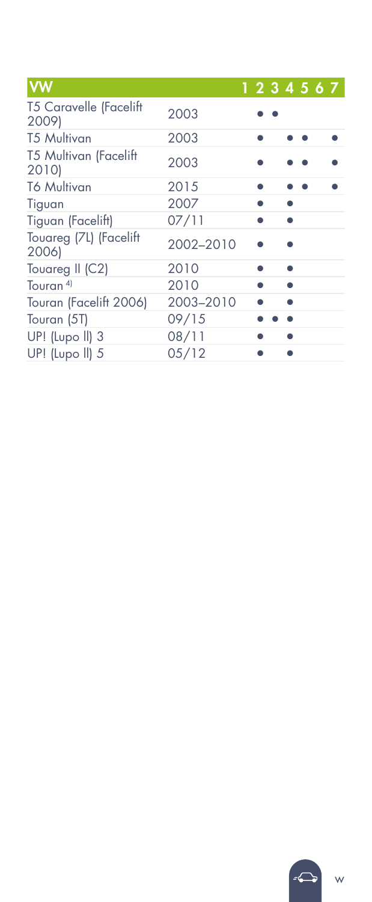| VW | | 1 | 2 | 3 | 4 | 5 | 6 | 7 |
|---|---|---|---|---|---|---|---|---|
| T5 Caravelle (Facelift 2009) | 2003 | | ● | ● | | | | |
| T5 Multivan | 2003 | | ● | | ● | ● | | ● |
| T5 Multivan (Facelift 2010) | 2003 | | ● | | ● | ● | | ● |
| T6 Multivan | 2015 | | ● | | ● | ● | | ● |
| Tiguan | 2007 | | ● | ● | | | | |
| Tiguan (Facelift) | 07/11 | | ● | ● | | | | |
| Touareg (7L) (Facelift 2006) | 2002–2010 | | ● | ● | | | | |
| Touareg II (C2) | 2010 | | ● | ● | | | | |
| Touran [4] | 2010 | | ● | ● | | | | |
| Touran (Facelift 2006) | 2003–2010 | | ● | ● | | | | |
| Touran (5T) | 09/15 | | ● | ● | ● | | | |
| UP! (Lupo II) 3 | 08/11 | | ● | ● | | | | |
| UP! (Lupo II) 5 | 05/12 | | ● | ● | | | | |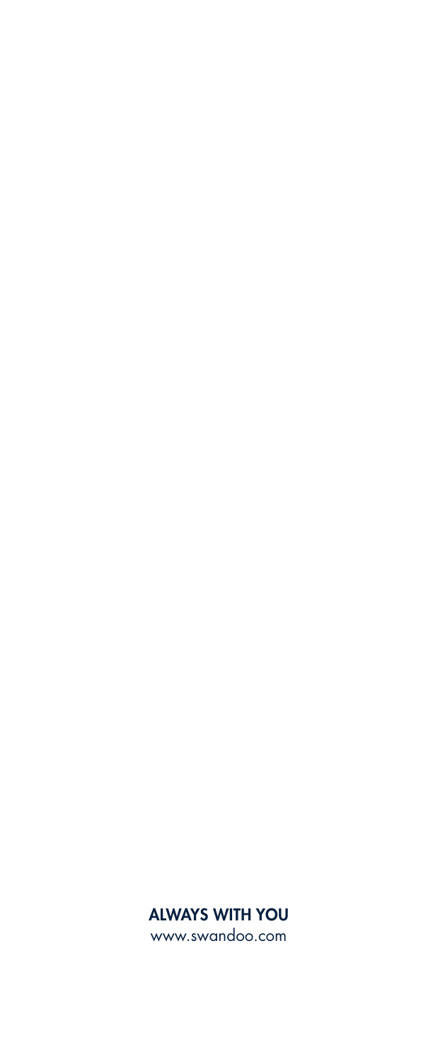**ALWAYS WITH YOU**

www.swandoo.com